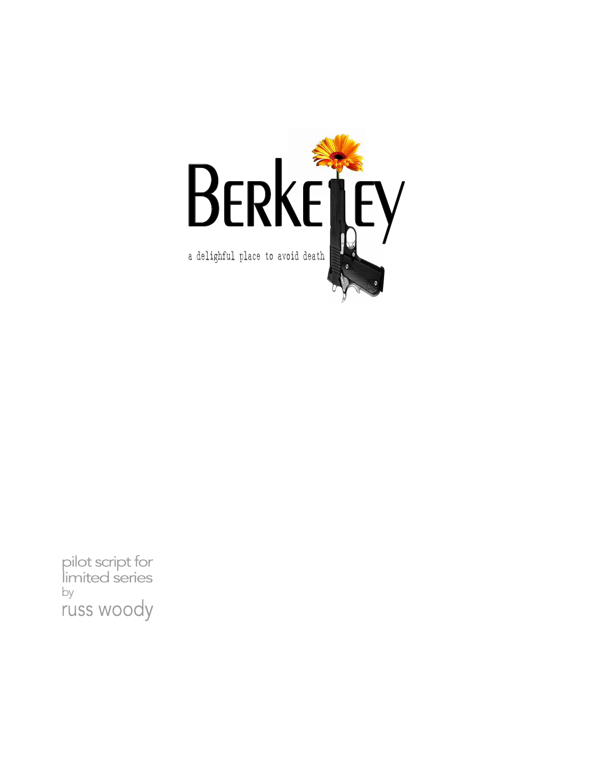# BERKELEY

a delighful place to avoid death

pilot script for
limited series
by
russ woody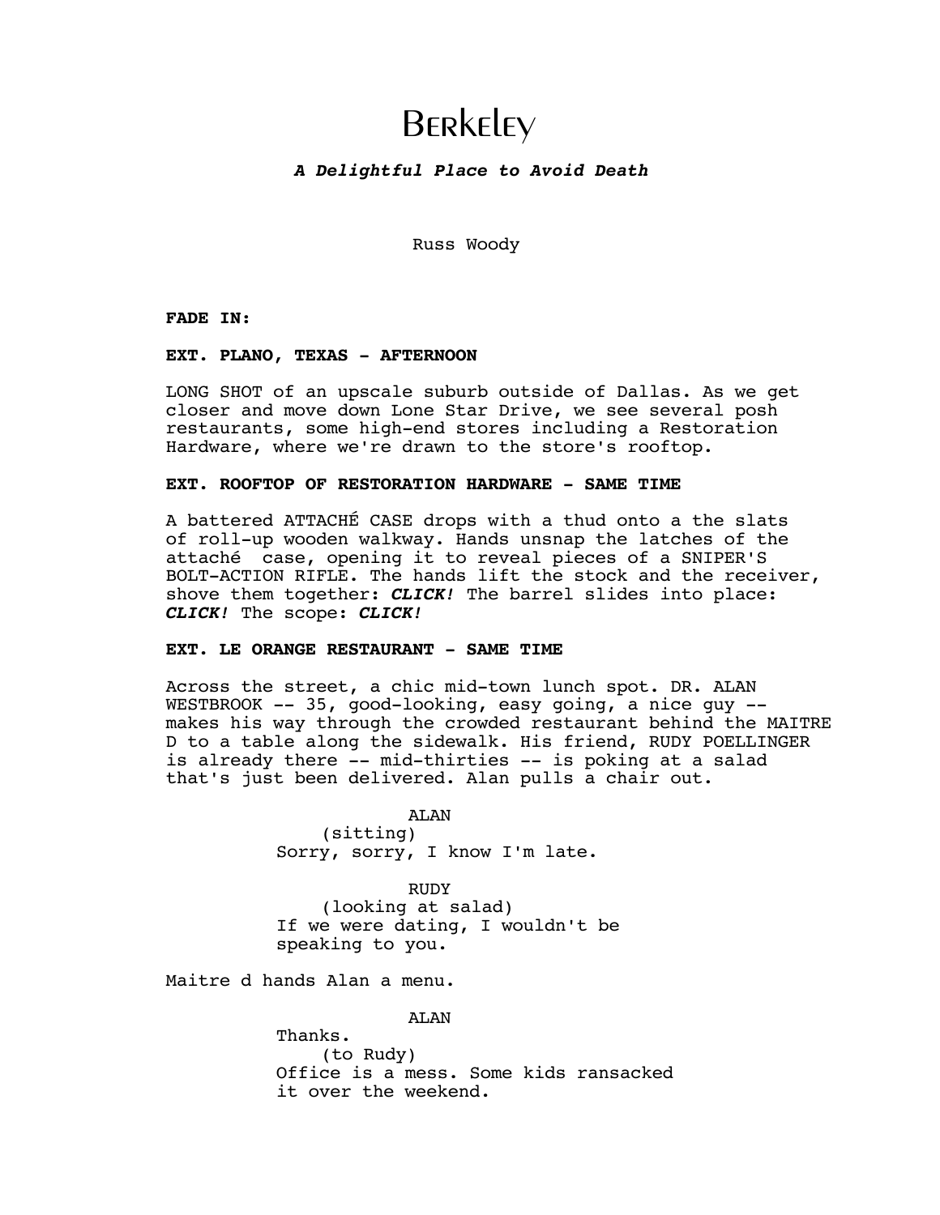# Berkeley

***A Delightful Place to Avoid Death***

Russ Woody

**FADE IN:**

**EXT. PLANO, TEXAS - AFTERNOON**

LONG SHOT of an upscale suburb outside of Dallas. As we get closer and move down Lone Star Drive, we see several posh restaurants, some high-end stores including a Restoration Hardware, where we're drawn to the store's rooftop.

**EXT. ROOFTOP OF RESTORATION HARDWARE - SAME TIME**

A battered ATTACHÉ CASE drops with a thud onto a the slats of roll-up wooden walkway. Hands unsnap the latches of the attaché case, opening it to reveal pieces of a SNIPER'S BOLT-ACTION RIFLE. The hands lift the stock and the receiver, shove them together: ***CLICK!*** The barrel slides into place: ***CLICK!*** The scope: ***CLICK!***

**EXT. LE ORANGE RESTAURANT - SAME TIME**

Across the street, a chic mid-town lunch spot. DR. ALAN WESTBROOK -- 35, good-looking, easy going, a nice guy -- makes his way through the crowded restaurant behind the MAITRE D to a table along the sidewalk. His friend, RUDY POELLINGER is already there -- mid-thirties -- is poking at a salad that's just been delivered. Alan pulls a chair out.

ALAN
(sitting)
Sorry, sorry, I know I'm late.

RUDY
(looking at salad)
If we were dating, I wouldn't be speaking to you.

Maitre d hands Alan a menu.

ALAN
Thanks.
(to Rudy)
Office is a mess. Some kids ransacked it over the weekend.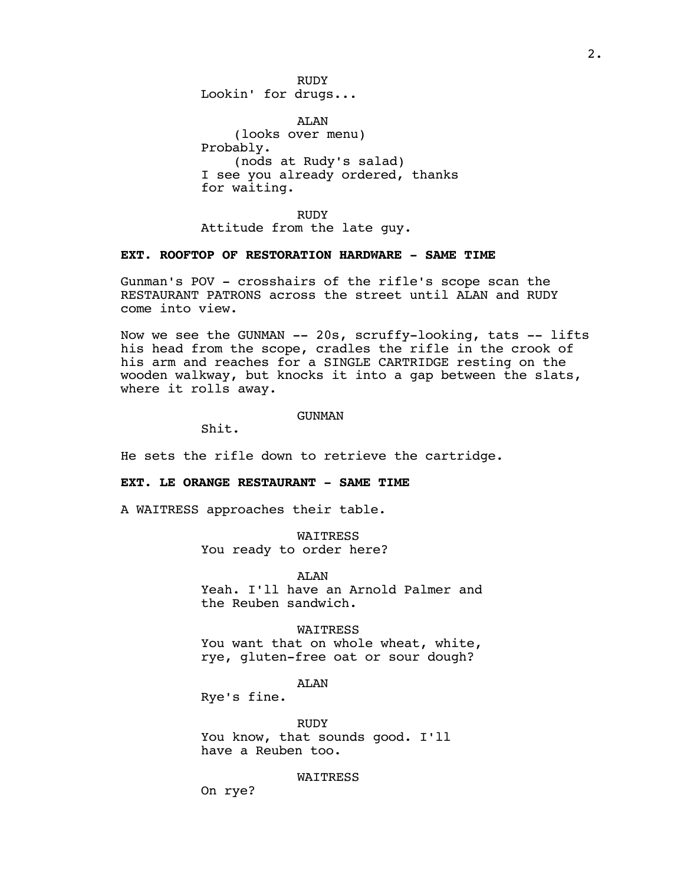RUDY
Lookin' for drugs...

ALAN
(looks over menu)
Probably.
(nods at Rudy's salad)
I see you already ordered, thanks for waiting.

RUDY
Attitude from the late guy.

**EXT. ROOFTOP OF RESTORATION HARDWARE - SAME TIME**

Gunman's POV - crosshairs of the rifle's scope scan the RESTAURANT PATRONS across the street until ALAN and RUDY come into view.

Now we see the GUNMAN -- 20s, scruffy-looking, tats -- lifts his head from the scope, cradles the rifle in the crook of his arm and reaches for a SINGLE CARTRIDGE resting on the wooden walkway, but knocks it into a gap between the slats, where it rolls away.

GUNMAN
Shit.

He sets the rifle down to retrieve the cartridge.

**EXT. LE ORANGE RESTAURANT - SAME TIME**

A WAITRESS approaches their table.

WAITRESS
You ready to order here?

ALAN
Yeah. I'll have an Arnold Palmer and the Reuben sandwich.

WAITRESS
You want that on whole wheat, white, rye, gluten-free oat or sour dough?

ALAN
Rye's fine.

RUDY
You know, that sounds good. I'll have a Reuben too.

WAITRESS
On rye?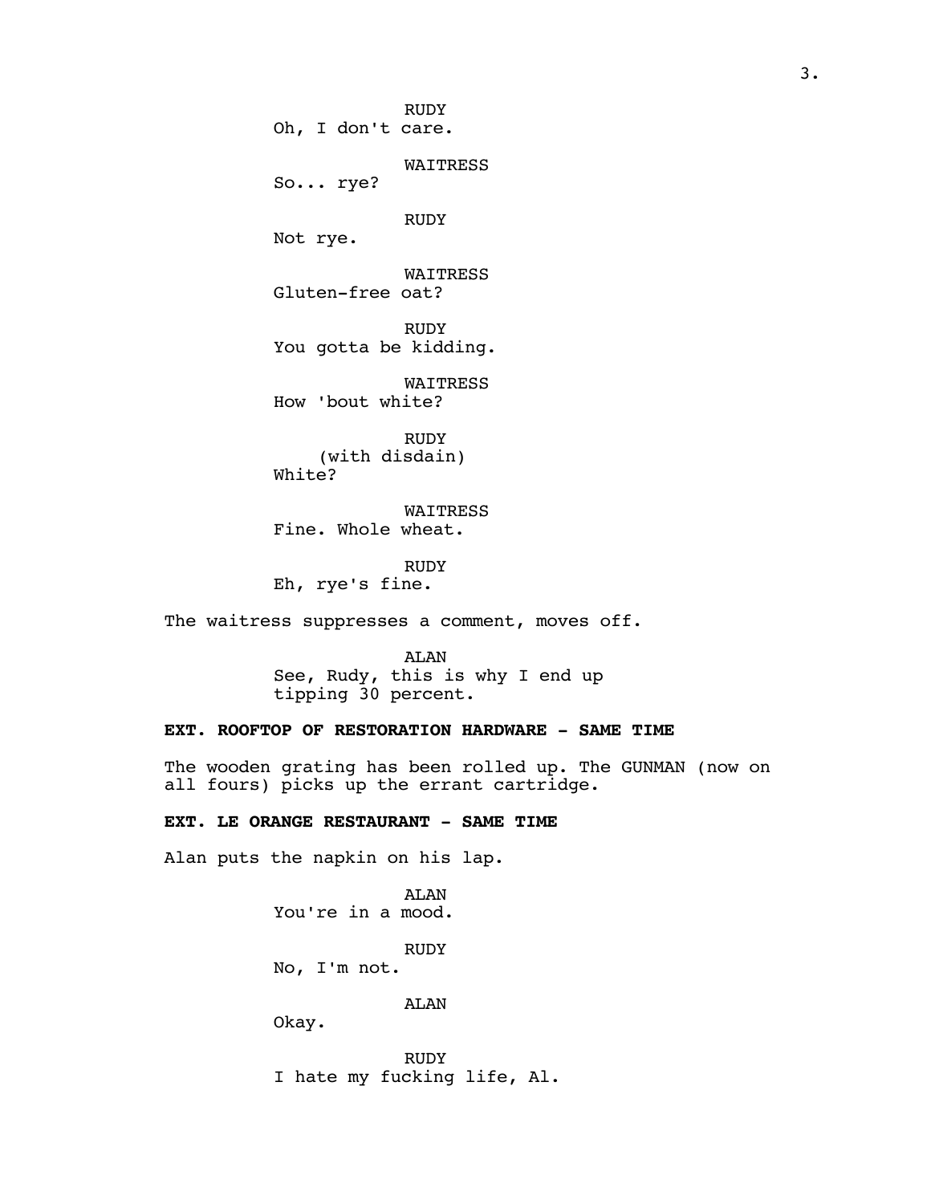RUDY
Oh, I don't care.

WAITRESS
So... rye?

RUDY
Not rye.

WAITRESS
Gluten-free oat?

RUDY
You gotta be kidding.

WAITRESS
How 'bout white?

RUDY
(with disdain)
White?

WAITRESS
Fine. Whole wheat.

RUDY
Eh, rye's fine.

The waitress suppresses a comment, moves off.

ALAN
See, Rudy, this is why I end up tipping 30 percent.

**EXT. ROOFTOP OF RESTORATION HARDWARE - SAME TIME**

The wooden grating has been rolled up. The GUNMAN (now on all fours) picks up the errant cartridge.

**EXT. LE ORANGE RESTAURANT - SAME TIME**

Alan puts the napkin on his lap.

ALAN
You're in a mood.

RUDY
No, I'm not.

ALAN
Okay.

RUDY
I hate my fucking life, Al.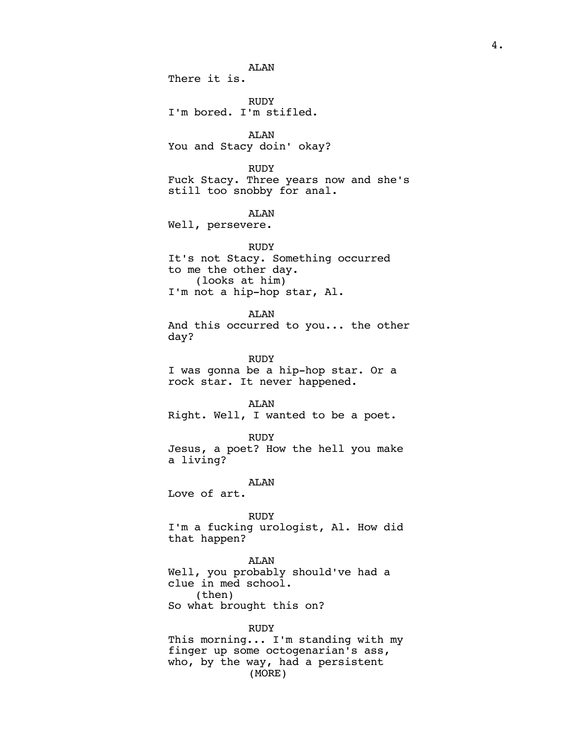ALAN
There it is.

RUDY
I'm bored. I'm stifled.

ALAN
You and Stacy doin' okay?

RUDY
Fuck Stacy. Three years now and she's still too snobby for anal.

ALAN
Well, persevere.

RUDY
It's not Stacy. Something occurred to me the other day.
(looks at him)
I'm not a hip-hop star, Al.

ALAN
And this occurred to you... the other day?

RUDY
I was gonna be a hip-hop star. Or a rock star. It never happened.

ALAN
Right. Well, I wanted to be a poet.

RUDY
Jesus, a poet? How the hell you make a living?

ALAN
Love of art.

RUDY
I'm a fucking urologist, Al. How did that happen?

ALAN
Well, you probably should've had a clue in med school.
(then)
So what brought this on?

RUDY
This morning... I'm standing with my finger up some octogenarian's ass, who, by the way, had a persistent
(MORE)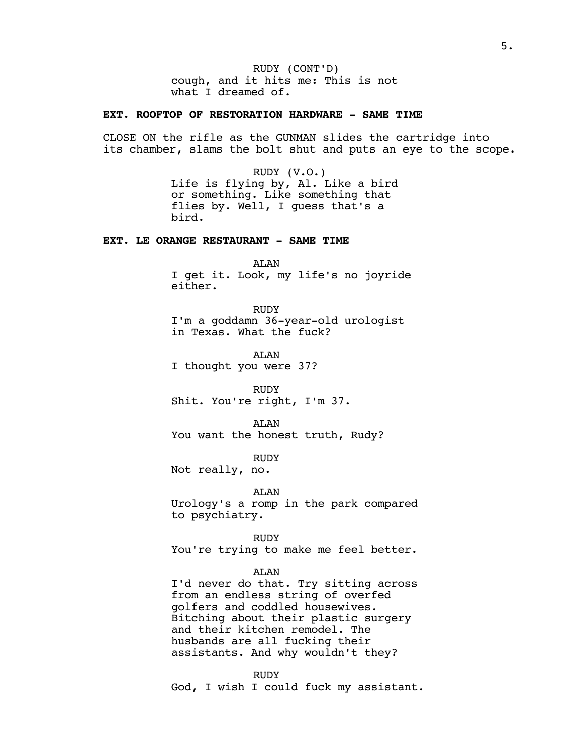RUDY (CONT'D)
cough, and it hits me: This is not what I dreamed of.

**EXT. ROOFTOP OF RESTORATION HARDWARE - SAME TIME**

CLOSE ON the rifle as the GUNMAN slides the cartridge into its chamber, slams the bolt shut and puts an eye to the scope.

RUDY (V.O.)
Life is flying by, Al. Like a bird or something. Like something that flies by. Well, I guess that's a bird.

**EXT. LE ORANGE RESTAURANT - SAME TIME**

ALAN
I get it. Look, my life's no joyride either.

RUDY
I'm a goddamn 36-year-old urologist in Texas. What the fuck?

ALAN
I thought you were 37?

RUDY
Shit. You're right, I'm 37.

ALAN
You want the honest truth, Rudy?

RUDY
Not really, no.

ALAN
Urology's a romp in the park compared to psychiatry.

RUDY
You're trying to make me feel better.

ALAN
I'd never do that. Try sitting across from an endless string of overfed golfers and coddled housewives. Bitching about their plastic surgery and their kitchen remodel. The husbands are all fucking their assistants. And why wouldn't they?

RUDY
God, I wish I could fuck my assistant.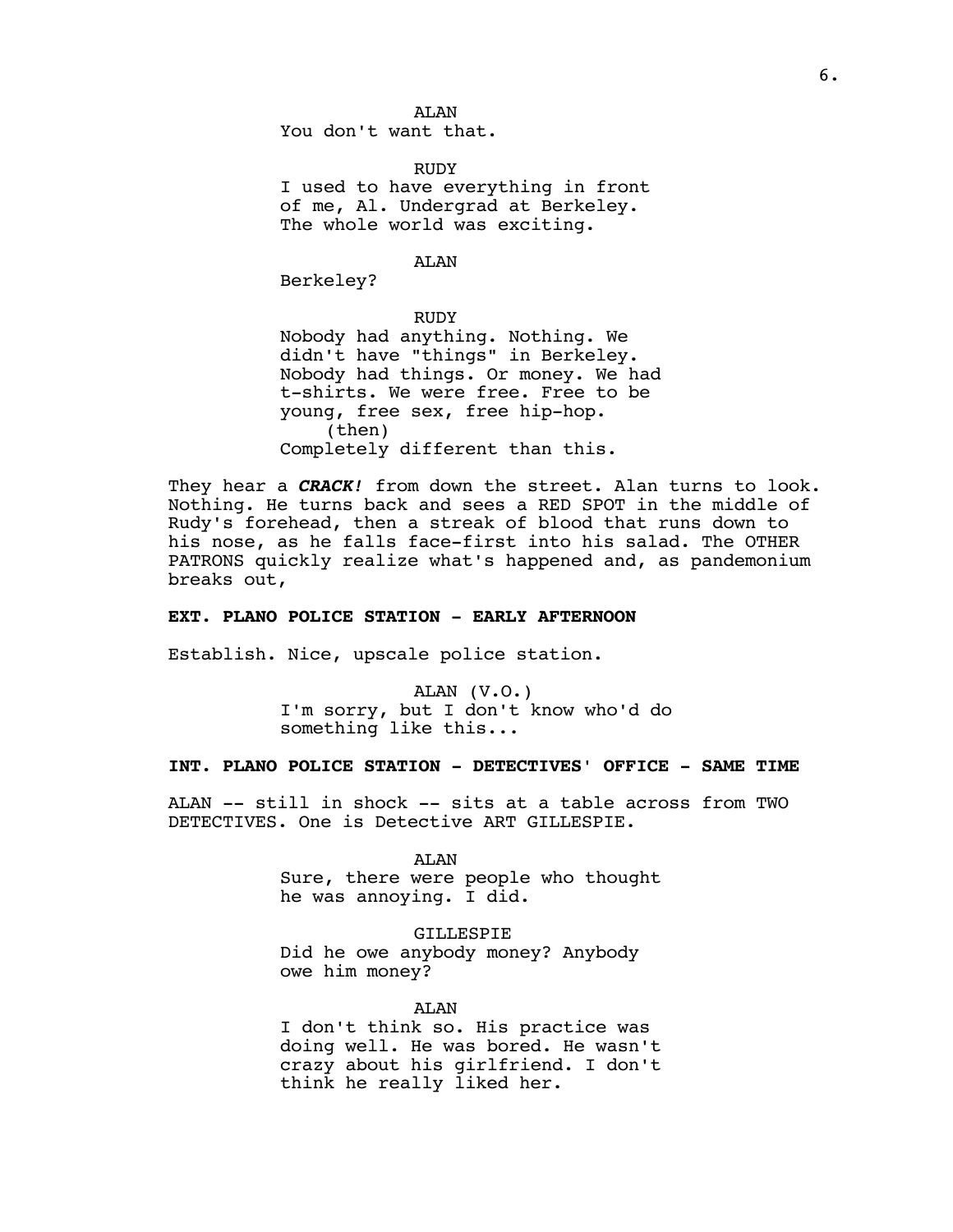ALAN
You don't want that.

RUDY
I used to have everything in front of me, Al. Undergrad at Berkeley. The whole world was exciting.

ALAN
Berkeley?

RUDY
Nobody had anything. Nothing. We didn't have "things" in Berkeley. Nobody had things. Or money. We had t-shirts. We were free. Free to be young, free sex, free hip-hop.
(then)
Completely different than this.

They hear a ***CRACK!*** from down the street. Alan turns to look. Nothing. He turns back and sees a RED SPOT in the middle of Rudy's forehead, then a streak of blood that runs down to his nose, as he falls face-first into his salad. The OTHER PATRONS quickly realize what's happened and, as pandemonium breaks out,

**EXT. PLANO POLICE STATION - EARLY AFTERNOON**

Establish. Nice, upscale police station.

ALAN (V.O.)
I'm sorry, but I don't know who'd do something like this...

**INT. PLANO POLICE STATION - DETECTIVES' OFFICE - SAME TIME**

ALAN -- still in shock -- sits at a table across from TWO DETECTIVES. One is Detective ART GILLESPIE.

ALAN
Sure, there were people who thought he was annoying. I did.

GILLESPIE
Did he owe anybody money? Anybody owe him money?

ALAN
I don't think so. His practice was doing well. He was bored. He wasn't crazy about his girlfriend. I don't think he really liked her.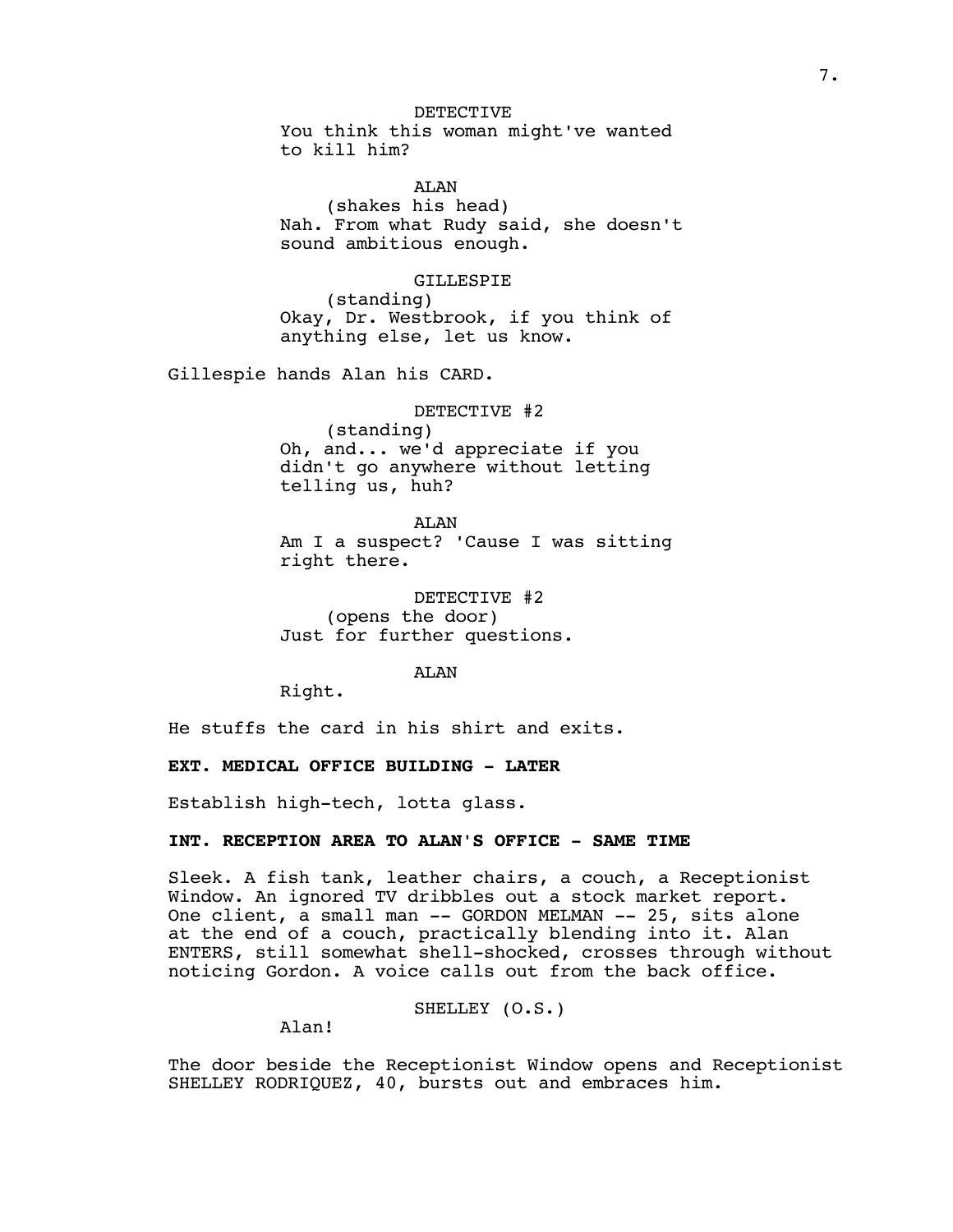DETECTIVE
You think this woman might've wanted to kill him?

ALAN
(shakes his head)
Nah. From what Rudy said, she doesn't sound ambitious enough.

GILLESPIE
(standing)
Okay, Dr. Westbrook, if you think of anything else, let us know.

Gillespie hands Alan his CARD.

DETECTIVE #2
(standing)
Oh, and... we'd appreciate if you didn't go anywhere without letting telling us, huh?

ALAN
Am I a suspect? 'Cause I was sitting right there.

DETECTIVE #2
(opens the door)
Just for further questions.

ALAN
Right.

He stuffs the card in his shirt and exits.

**EXT. MEDICAL OFFICE BUILDING - LATER**

Establish high-tech, lotta glass.

**INT. RECEPTION AREA TO ALAN'S OFFICE - SAME TIME**

Sleek. A fish tank, leather chairs, a couch, a Receptionist Window. An ignored TV dribbles out a stock market report. One client, a small man -- GORDON MELMAN -- 25, sits alone at the end of a couch, practically blending into it. Alan ENTERS, still somewhat shell-shocked, crosses through without noticing Gordon. A voice calls out from the back office.

SHELLEY (O.S.)
Alan!

The door beside the Receptionist Window opens and Receptionist SHELLEY RODRIQUEZ, 40, bursts out and embraces him.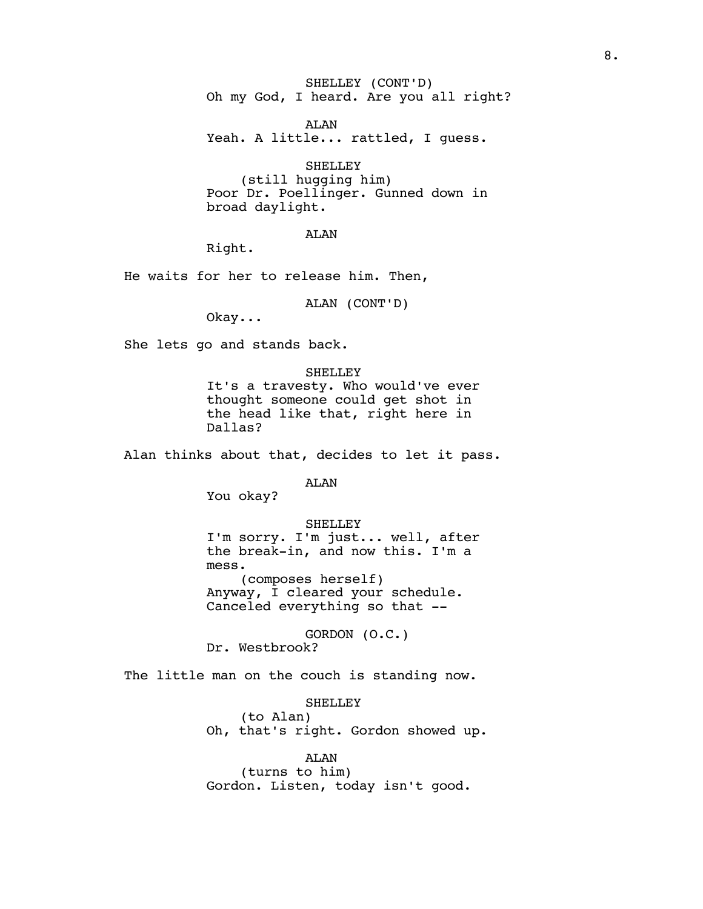SHELLEY (CONT'D)
Oh my God, I heard. Are you all right?

ALAN
Yeah. A little... rattled, I guess.

SHELLEY
(still hugging him)
Poor Dr. Poellinger. Gunned down in broad daylight.

ALAN
Right.

He waits for her to release him. Then,

ALAN (CONT'D)
Okay...

She lets go and stands back.

SHELLEY
It's a travesty. Who would've ever thought someone could get shot in the head like that, right here in Dallas?

Alan thinks about that, decides to let it pass.

ALAN
You okay?

SHELLEY
I'm sorry. I'm just... well, after the break-in, and now this. I'm a mess.
(composes herself)
Anyway, I cleared your schedule. Canceled everything so that --

GORDON (O.C.)
Dr. Westbrook?

The little man on the couch is standing now.

SHELLEY
(to Alan)
Oh, that's right. Gordon showed up.

ALAN
(turns to him)
Gordon. Listen, today isn't good.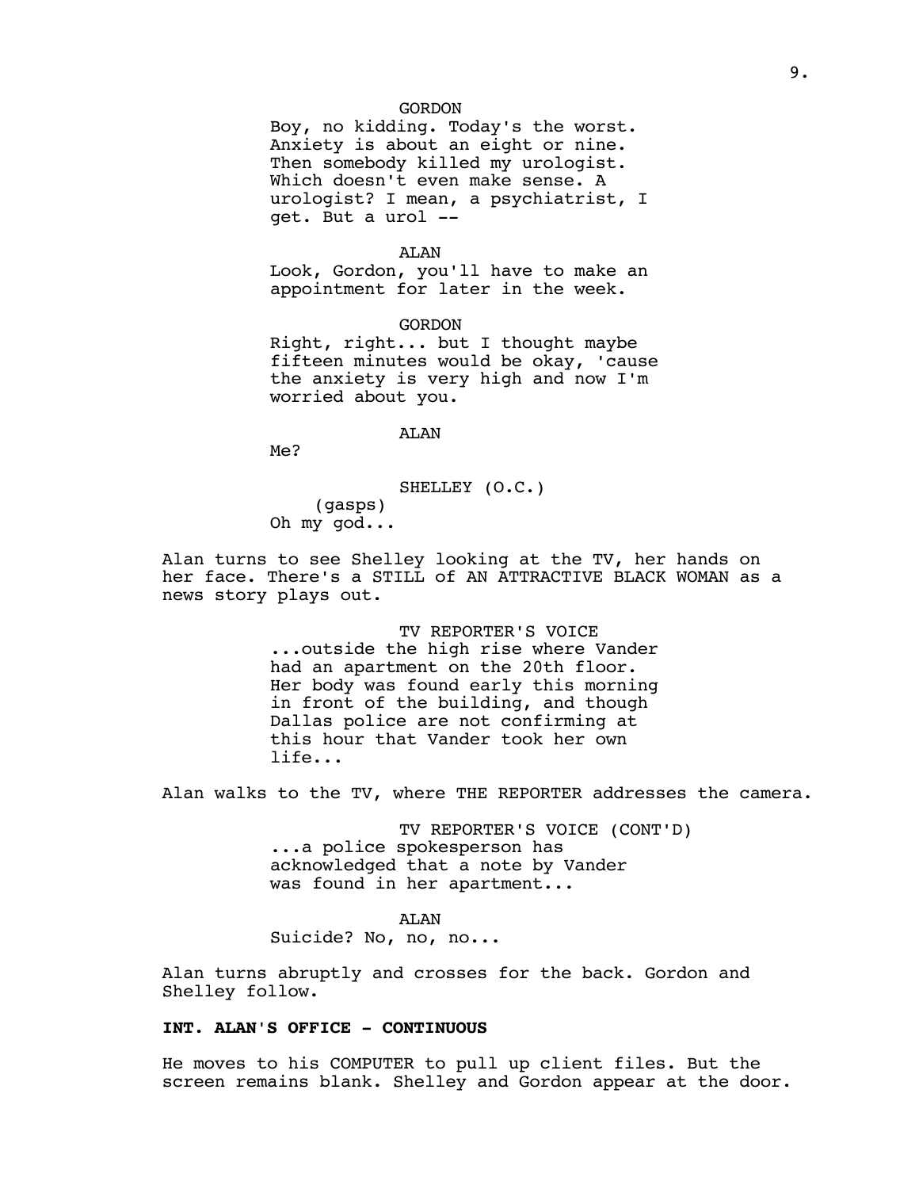GORDON

Boy, no kidding. Today's the worst. Anxiety is about an eight or nine. Then somebody killed my urologist. Which doesn't even make sense. A urologist? I mean, a psychiatrist, I get. But a urol --

ALAN

Look, Gordon, you'll have to make an appointment for later in the week.

GORDON

Right, right... but I thought maybe fifteen minutes would be okay, 'cause the anxiety is very high and now I'm worried about you.

ALAN

Me?

SHELLEY (O.C.)

(gasps)

Oh my god...

Alan turns to see Shelley looking at the TV, her hands on her face. There's a STILL of AN ATTRACTIVE BLACK WOMAN as a news story plays out.

TV REPORTER'S VOICE

...outside the high rise where Vander had an apartment on the 20th floor. Her body was found early this morning in front of the building, and though Dallas police are not confirming at this hour that Vander took her own life...

Alan walks to the TV, where THE REPORTER addresses the camera.

TV REPORTER'S VOICE (CONT'D)

...a police spokesperson has acknowledged that a note by Vander was found in her apartment...

ALAN

Suicide? No, no, no...

Alan turns abruptly and crosses for the back. Gordon and Shelley follow.

**INT. ALAN'S OFFICE - CONTINUOUS**

He moves to his COMPUTER to pull up client files. But the screen remains blank. Shelley and Gordon appear at the door.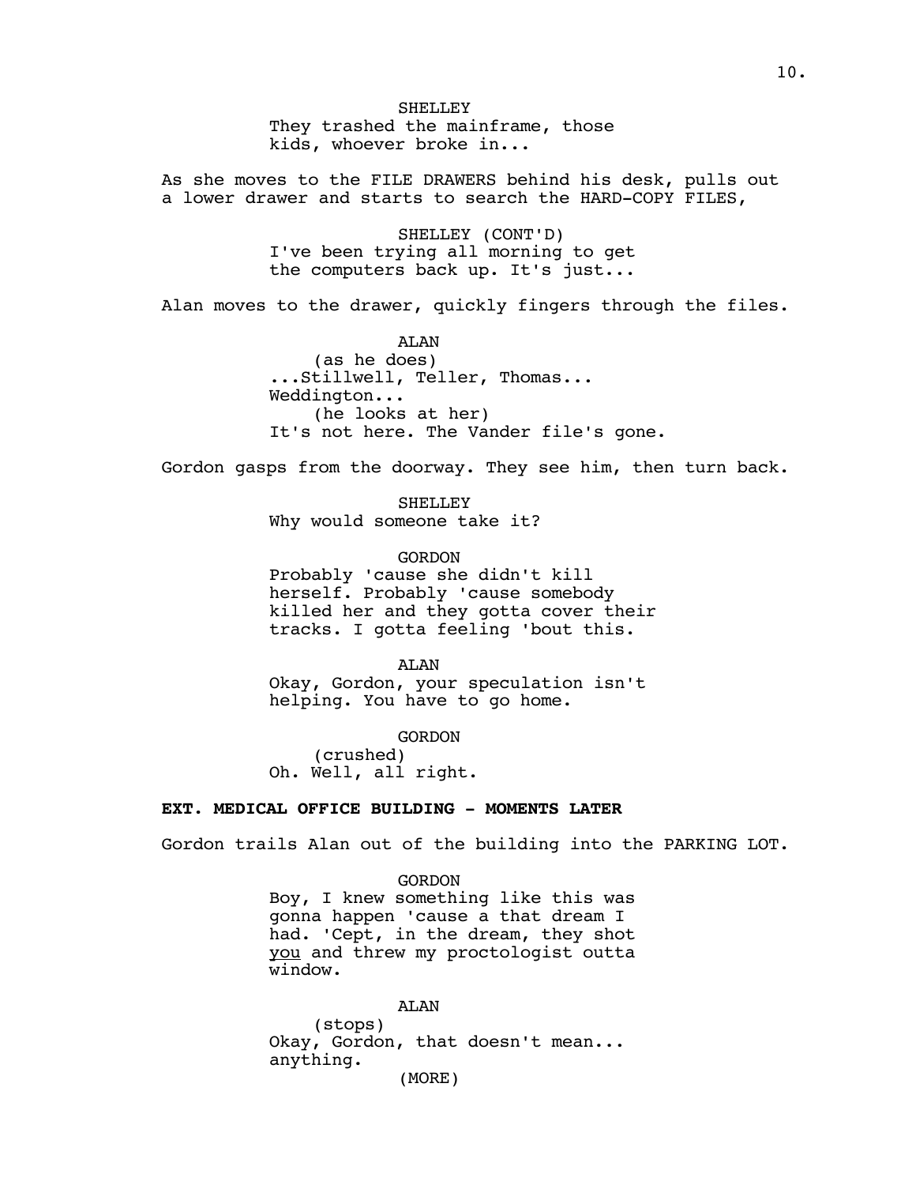SHELLEY
They trashed the mainframe, those kids, whoever broke in...

As she moves to the FILE DRAWERS behind his desk, pulls out a lower drawer and starts to search the HARD-COPY FILES,

SHELLEY (CONT'D)
I've been trying all morning to get the computers back up. It's just...

Alan moves to the drawer, quickly fingers through the files.

ALAN
(as he does)
...Stillwell, Teller, Thomas... Weddington...
(he looks at her)
It's not here. The Vander file's gone.

Gordon gasps from the doorway. They see him, then turn back.

SHELLEY
Why would someone take it?

GORDON
Probably 'cause she didn't kill herself. Probably 'cause somebody killed her and they gotta cover their tracks. I gotta feeling 'bout this.

ALAN
Okay, Gordon, your speculation isn't helping. You have to go home.

GORDON
(crushed)
Oh. Well, all right.

**EXT. MEDICAL OFFICE BUILDING - MOMENTS LATER**

Gordon trails Alan out of the building into the PARKING LOT.

GORDON
Boy, I knew something like this was gonna happen 'cause a that dream I had. 'Cept, in the dream, they shot you and threw my proctologist outta window.

ALAN
(stops)
Okay, Gordon, that doesn't mean... anything.
(MORE)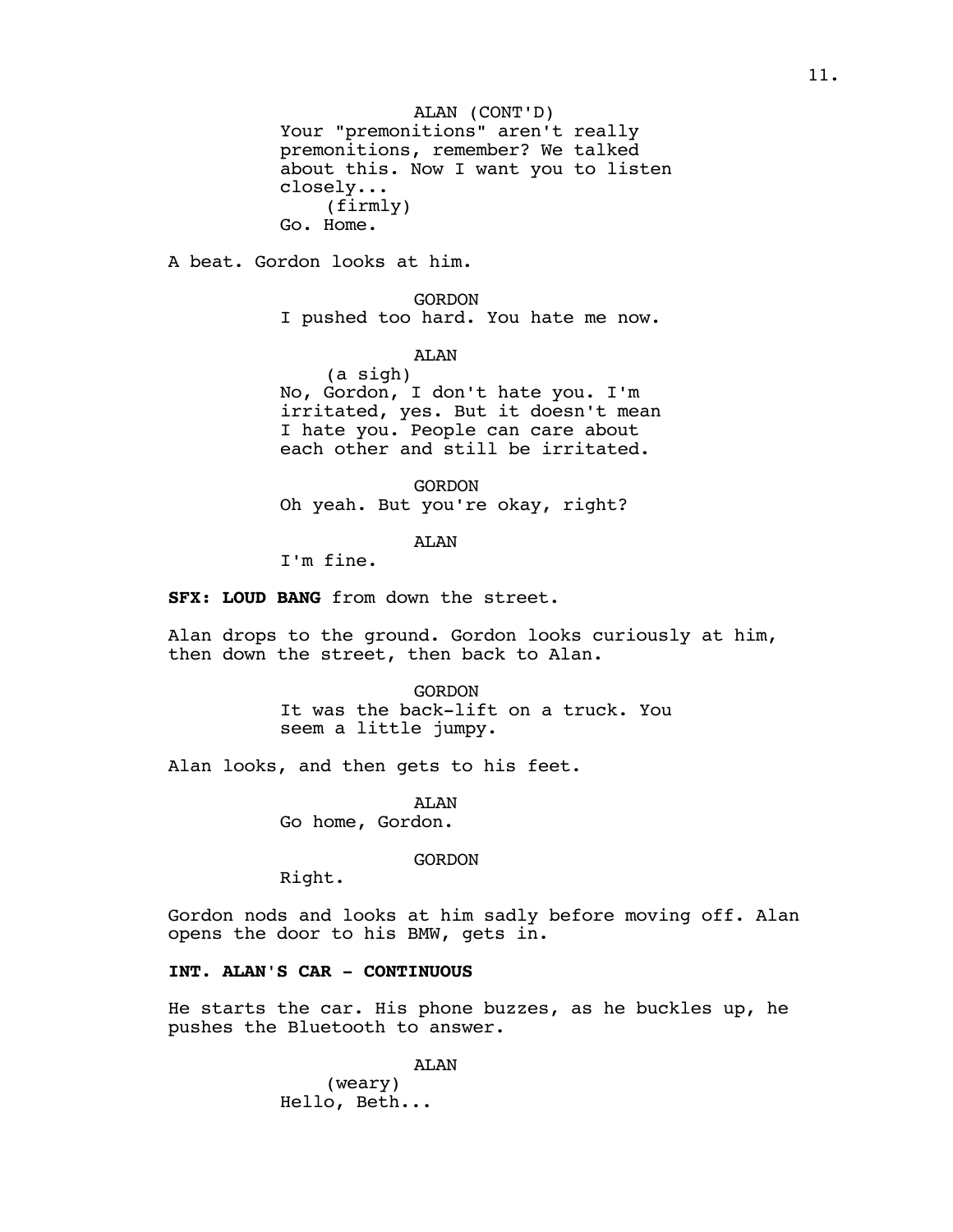ALAN (CONT'D)
Your "premonitions" aren't really premonitions, remember? We talked about this. Now I want you to listen closely...
(firmly)
Go. Home.

A beat. Gordon looks at him.

GORDON
I pushed too hard. You hate me now.

ALAN
(a sigh)
No, Gordon, I don't hate you. I'm irritated, yes. But it doesn't mean I hate you. People can care about each other and still be irritated.

GORDON
Oh yeah. But you're okay, right?

ALAN
I'm fine.

**SFX: LOUD BANG** from down the street.

Alan drops to the ground. Gordon looks curiously at him, then down the street, then back to Alan.

GORDON
It was the back-lift on a truck. You seem a little jumpy.

Alan looks, and then gets to his feet.

ALAN
Go home, Gordon.

GORDON
Right.

Gordon nods and looks at him sadly before moving off. Alan opens the door to his BMW, gets in.

**INT. ALAN'S CAR - CONTINUOUS**

He starts the car. His phone buzzes, as he buckles up, he pushes the Bluetooth to answer.

ALAN
(weary)
Hello, Beth...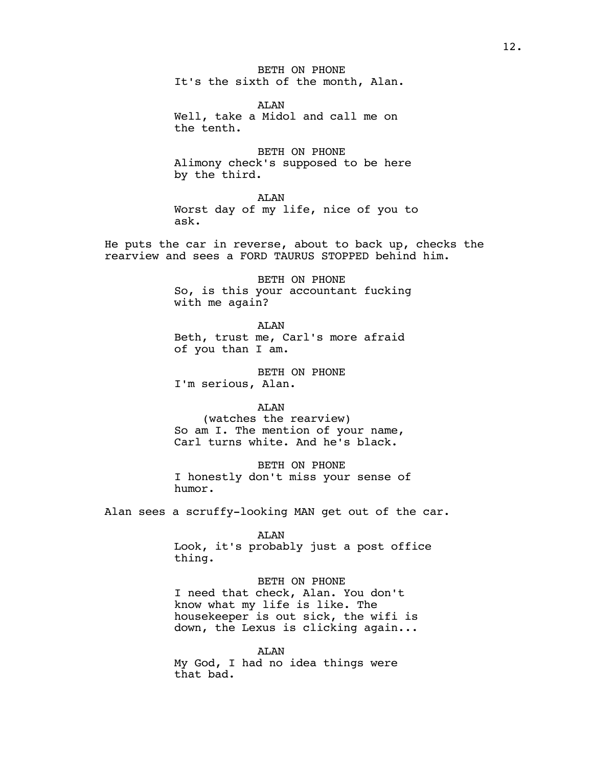BETH ON PHONE

It's the sixth of the month, Alan.

ALAN

Well, take a Midol and call me on the tenth.

BETH ON PHONE

Alimony check's supposed to be here by the third.

ALAN

Worst day of my life, nice of you to ask.

He puts the car in reverse, about to back up, checks the rearview and sees a FORD TAURUS STOPPED behind him.

BETH ON PHONE

So, is this your accountant fucking with me again?

ALAN

Beth, trust me, Carl's more afraid of you than I am.

BETH ON PHONE

I'm serious, Alan.

ALAN

(watches the rearview)

So am I. The mention of your name, Carl turns white. And he's black.

BETH ON PHONE

I honestly don't miss your sense of humor.

Alan sees a scruffy-looking MAN get out of the car.

ALAN

Look, it's probably just a post office thing.

BETH ON PHONE

I need that check, Alan. You don't know what my life is like. The housekeeper is out sick, the wifi is down, the Lexus is clicking again...

ALAN

My God, I had no idea things were that bad.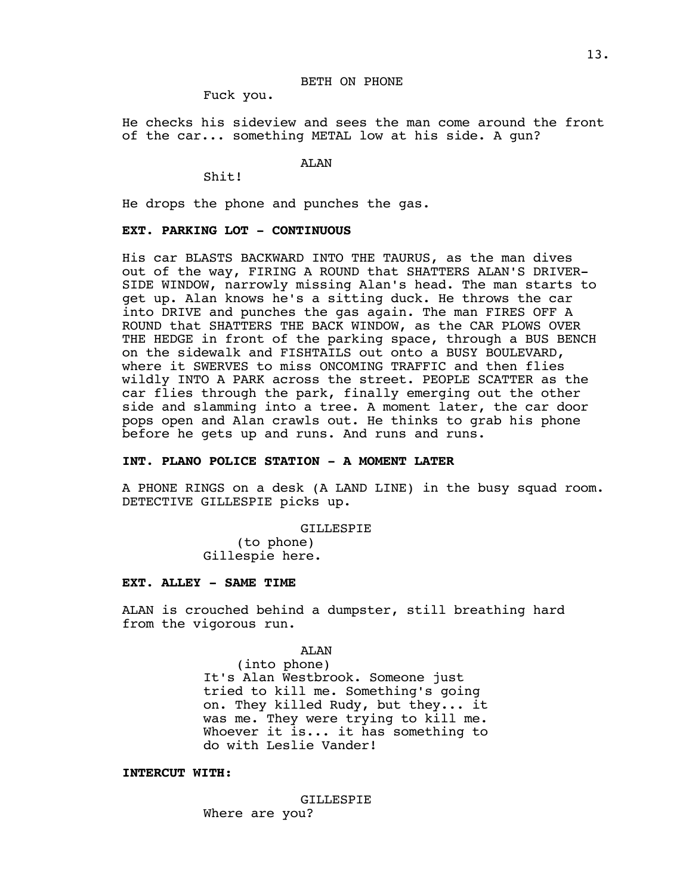BETH ON PHONE

Fuck you.

He checks his sideview and sees the man come around the front of the car... something METAL low at his side. A gun?

ALAN

Shit!

He drops the phone and punches the gas.

**EXT. PARKING LOT - CONTINUOUS**

His car BLASTS BACKWARD INTO THE TAURUS, as the man dives out of the way, FIRING A ROUND that SHATTERS ALAN'S DRIVER-SIDE WINDOW, narrowly missing Alan's head. The man starts to get up. Alan knows he's a sitting duck. He throws the car into DRIVE and punches the gas again. The man FIRES OFF A ROUND that SHATTERS THE BACK WINDOW, as the CAR PLOWS OVER THE HEDGE in front of the parking space, through a BUS BENCH on the sidewalk and FISHTAILS out onto a BUSY BOULEVARD, where it SWERVES to miss ONCOMING TRAFFIC and then flies wildly INTO A PARK across the street. PEOPLE SCATTER as the car flies through the park, finally emerging out the other side and slamming into a tree. A moment later, the car door pops open and Alan crawls out. He thinks to grab his phone before he gets up and runs. And runs and runs.

**INT. PLANO POLICE STATION - A MOMENT LATER**

A PHONE RINGS on a desk (A LAND LINE) in the busy squad room. DETECTIVE GILLESPIE picks up.

GILLESPIE

(to phone)

Gillespie here.

**EXT. ALLEY - SAME TIME**

ALAN is crouched behind a dumpster, still breathing hard from the vigorous run.

ALAN

(into phone)

It's Alan Westbrook. Someone just tried to kill me. Something's going on. They killed Rudy, but they... it was me. They were trying to kill me. Whoever it is... it has something to do with Leslie Vander!

**INTERCUT WITH:**

GILLESPIE

Where are you?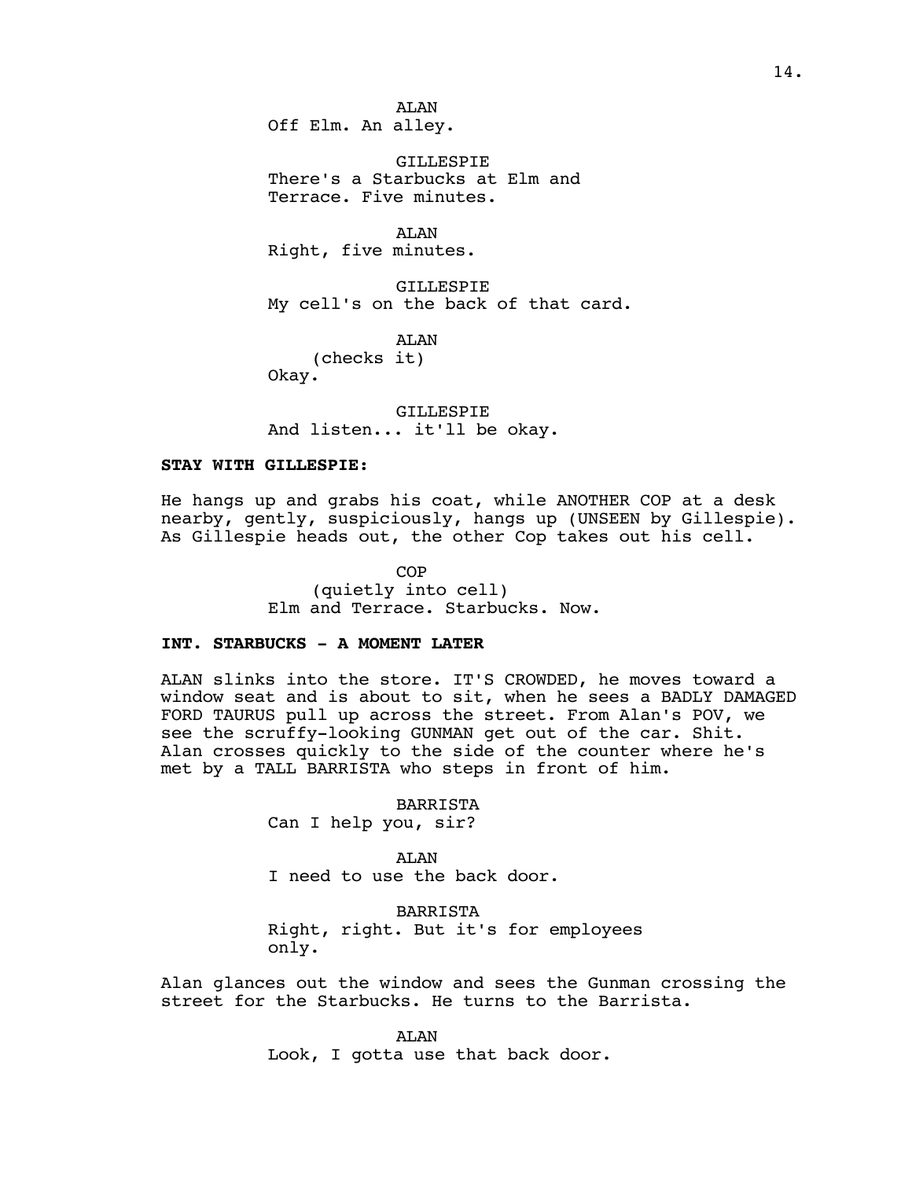ALAN
Off Elm. An alley.

GILLESPIE
There's a Starbucks at Elm and Terrace. Five minutes.

ALAN
Right, five minutes.

GILLESPIE
My cell's on the back of that card.

ALAN
(checks it)
Okay.

GILLESPIE
And listen... it'll be okay.

**STAY WITH GILLESPIE:**

He hangs up and grabs his coat, while ANOTHER COP at a desk nearby, gently, suspiciously, hangs up (UNSEEN by Gillespie). As Gillespie heads out, the other Cop takes out his cell.

COP
(quietly into cell)
Elm and Terrace. Starbucks. Now.

**INT. STARBUCKS - A MOMENT LATER**

ALAN slinks into the store. IT'S CROWDED, he moves toward a window seat and is about to sit, when he sees a BADLY DAMAGED FORD TAURUS pull up across the street. From Alan's POV, we see the scruffy-looking GUNMAN get out of the car. Shit. Alan crosses quickly to the side of the counter where he's met by a TALL BARRISTA who steps in front of him.

BARRISTA
Can I help you, sir?

ALAN
I need to use the back door.

BARRISTA
Right, right. But it's for employees only.

Alan glances out the window and sees the Gunman crossing the street for the Starbucks. He turns to the Barrista.

ALAN
Look, I gotta use that back door.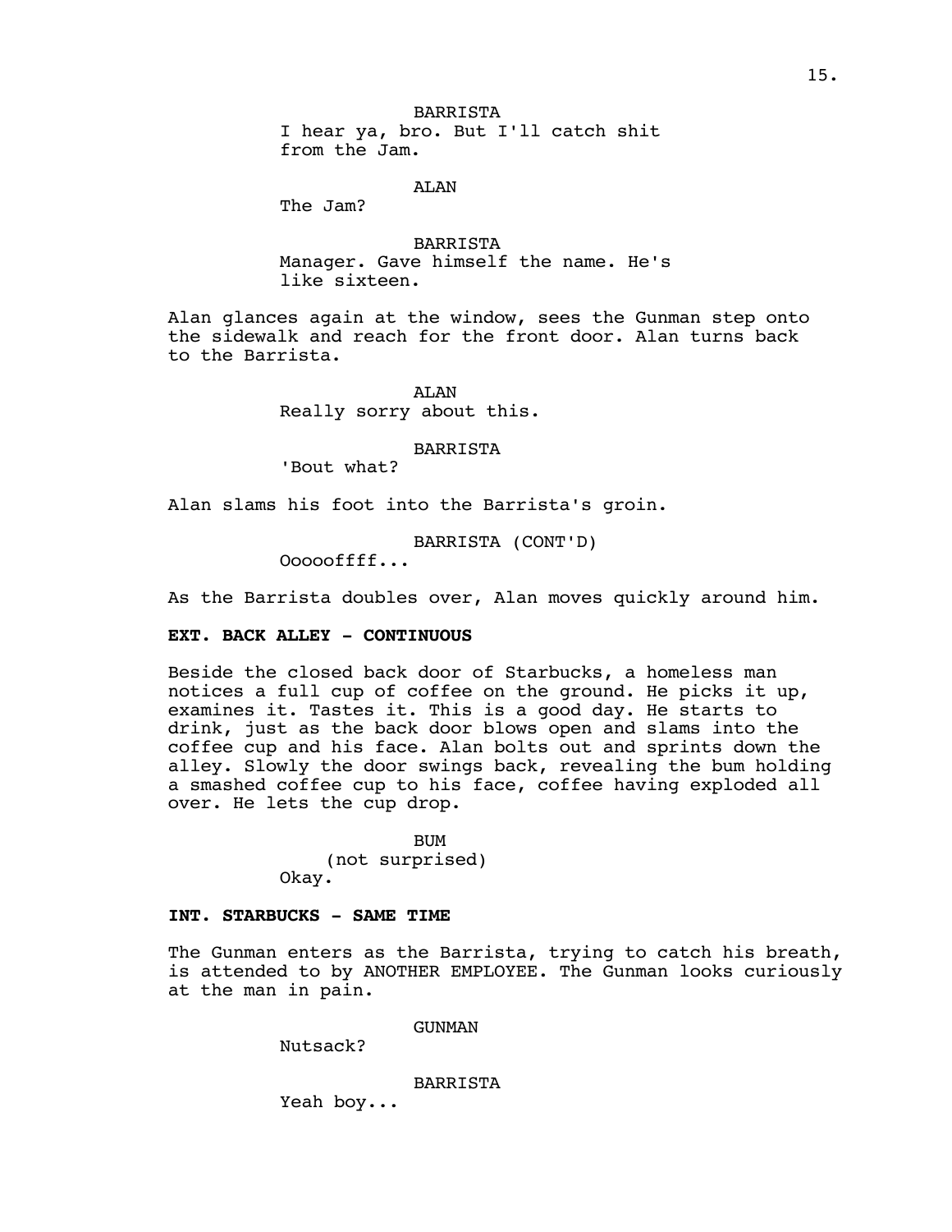BARRISTA
I hear ya, bro. But I'll catch shit from the Jam.

ALAN
The Jam?

BARRISTA
Manager. Gave himself the name. He's like sixteen.

Alan glances again at the window, sees the Gunman step onto the sidewalk and reach for the front door. Alan turns back to the Barrista.

ALAN
Really sorry about this.

BARRISTA
'Bout what?

Alan slams his foot into the Barrista's groin.

BARRISTA (CONT'D)
Ooooofffff...

As the Barrista doubles over, Alan moves quickly around him.

**EXT. BACK ALLEY - CONTINUOUS**

Beside the closed back door of Starbucks, a homeless man notices a full cup of coffee on the ground. He picks it up, examines it. Tastes it. This is a good day. He starts to drink, just as the back door blows open and slams into the coffee cup and his face. Alan bolts out and sprints down the alley. Slowly the door swings back, revealing the bum holding a smashed coffee cup to his face, coffee having exploded all over. He lets the cup drop.

BUM
(not surprised)
Okay.

**INT. STARBUCKS - SAME TIME**

The Gunman enters as the Barrista, trying to catch his breath, is attended to by ANOTHER EMPLOYEE. The Gunman looks curiously at the man in pain.

GUNMAN
Nutsack?

BARRISTA
Yeah boy...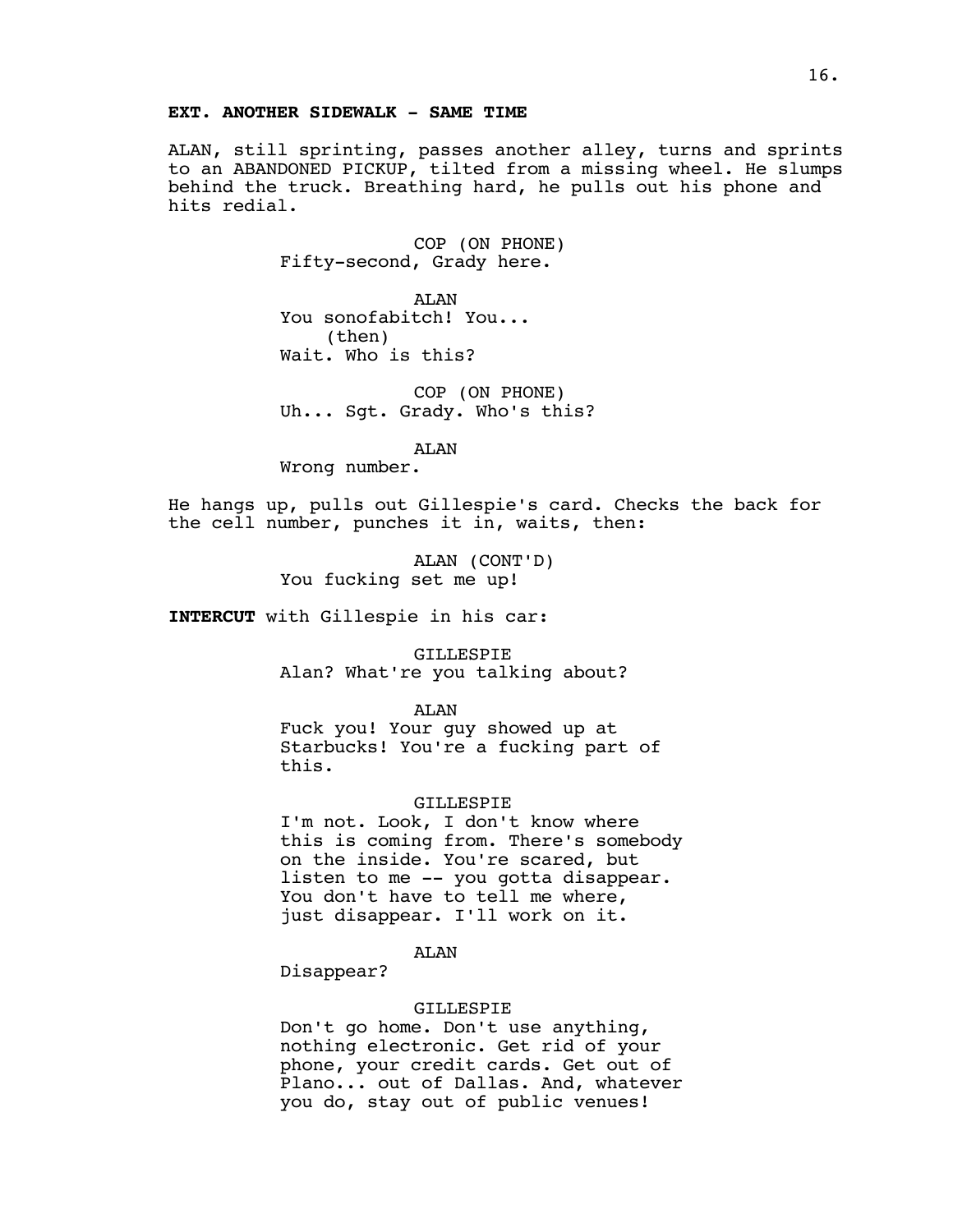**EXT. ANOTHER SIDEWALK - SAME TIME**

ALAN, still sprinting, passes another alley, turns and sprints to an ABANDONED PICKUP, tilted from a missing wheel. He slumps behind the truck. Breathing hard, he pulls out his phone and hits redial.

COP (ON PHONE)
Fifty-second, Grady here.

ALAN
You sonofabitch! You...
(then)
Wait. Who is this?

COP (ON PHONE)
Uh... Sgt. Grady. Who's this?

ALAN
Wrong number.

He hangs up, pulls out Gillespie's card. Checks the back for the cell number, punches it in, waits, then:

ALAN (CONT'D)
You fucking set me up!

**INTERCUT** with Gillespie in his car:

GILLESPIE
Alan? What're you talking about?

ALAN
Fuck you! Your guy showed up at Starbucks! You're a fucking part of this.

GILLESPIE
I'm not. Look, I don't know where this is coming from. There's somebody on the inside. You're scared, but listen to me -- you gotta disappear. You don't have to tell me where, just disappear. I'll work on it.

ALAN
Disappear?

GILLESPIE
Don't go home. Don't use anything, nothing electronic. Get rid of your phone, your credit cards. Get out of Plano... out of Dallas. And, whatever you do, stay out of public venues!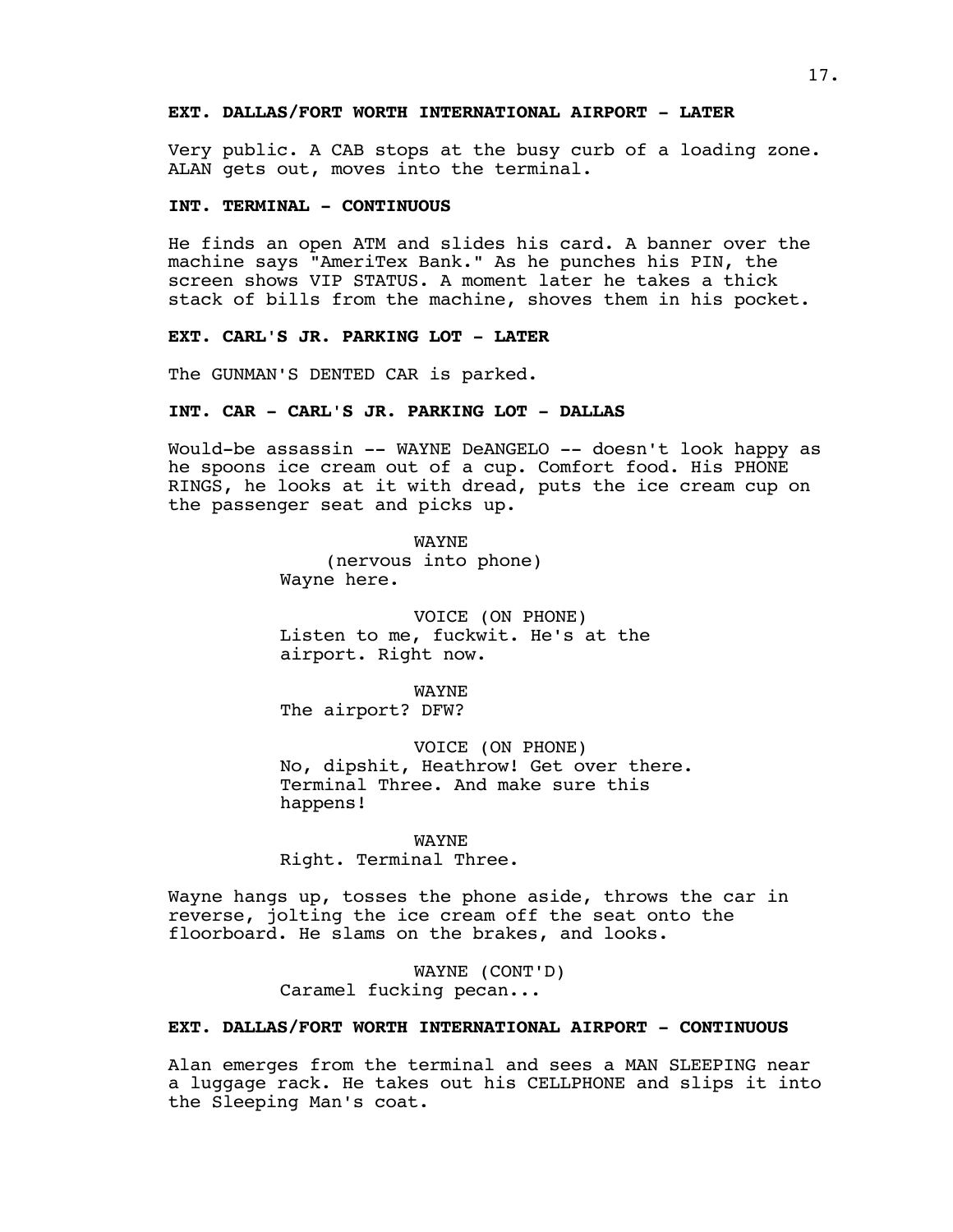**EXT. DALLAS/FORT WORTH INTERNATIONAL AIRPORT - LATER**

Very public. A CAB stops at the busy curb of a loading zone. ALAN gets out, moves into the terminal.

**INT. TERMINAL - CONTINUOUS**

He finds an open ATM and slides his card. A banner over the machine says "AmeriTex Bank." As he punches his PIN, the screen shows VIP STATUS. A moment later he takes a thick stack of bills from the machine, shoves them in his pocket.

**EXT. CARL'S JR. PARKING LOT - LATER**

The GUNMAN'S DENTED CAR is parked.

**INT. CAR - CARL'S JR. PARKING LOT - DALLAS**

Would-be assassin -- WAYNE DeANGELO -- doesn't look happy as he spoons ice cream out of a cup. Comfort food. His PHONE RINGS, he looks at it with dread, puts the ice cream cup on the passenger seat and picks up.

WAYNE
(nervous into phone)
Wayne here.

VOICE (ON PHONE)
Listen to me, fuckwit. He's at the airport. Right now.

WAYNE
The airport? DFW?

VOICE (ON PHONE)
No, dipshit, Heathrow! Get over there. Terminal Three. And make sure this happens!

WAYNE
Right. Terminal Three.

Wayne hangs up, tosses the phone aside, throws the car in reverse, jolting the ice cream off the seat onto the floorboard. He slams on the brakes, and looks.

WAYNE (CONT'D)
Caramel fucking pecan...

**EXT. DALLAS/FORT WORTH INTERNATIONAL AIRPORT - CONTINUOUS**

Alan emerges from the terminal and sees a MAN SLEEPING near a luggage rack. He takes out his CELLPHONE and slips it into the Sleeping Man's coat.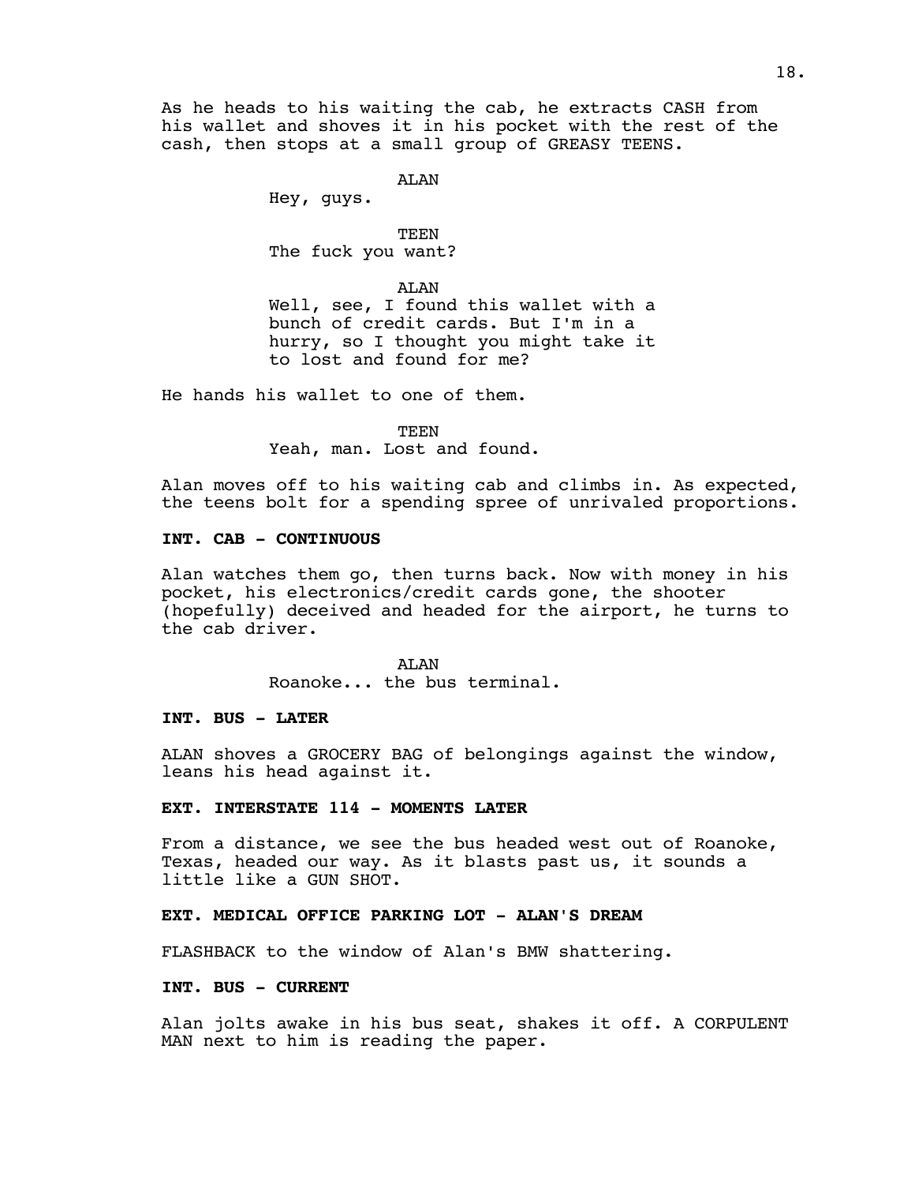As he heads to his waiting the cab, he extracts CASH from his wallet and shoves it in his pocket with the rest of the cash, then stops at a small group of GREASY TEENS.

ALAN
Hey, guys.

TEEN
The fuck you want?

ALAN
Well, see, I found this wallet with a bunch of credit cards. But I'm in a hurry, so I thought you might take it to lost and found for me?

He hands his wallet to one of them.

TEEN
Yeah, man. Lost and found.

Alan moves off to his waiting cab and climbs in. As expected, the teens bolt for a spending spree of unrivaled proportions.

**INT. CAB - CONTINUOUS**

Alan watches them go, then turns back. Now with money in his pocket, his electronics/credit cards gone, the shooter (hopefully) deceived and headed for the airport, he turns to the cab driver.

ALAN
Roanoke... the bus terminal.

**INT. BUS - LATER**

ALAN shoves a GROCERY BAG of belongings against the window, leans his head against it.

**EXT. INTERSTATE 114 - MOMENTS LATER**

From a distance, we see the bus headed west out of Roanoke, Texas, headed our way. As it blasts past us, it sounds a little like a GUN SHOT.

**EXT. MEDICAL OFFICE PARKING LOT - ALAN'S DREAM**

FLASHBACK to the window of Alan's BMW shattering.

**INT. BUS - CURRENT**

Alan jolts awake in his bus seat, shakes it off. A CORPULENT MAN next to him is reading the paper.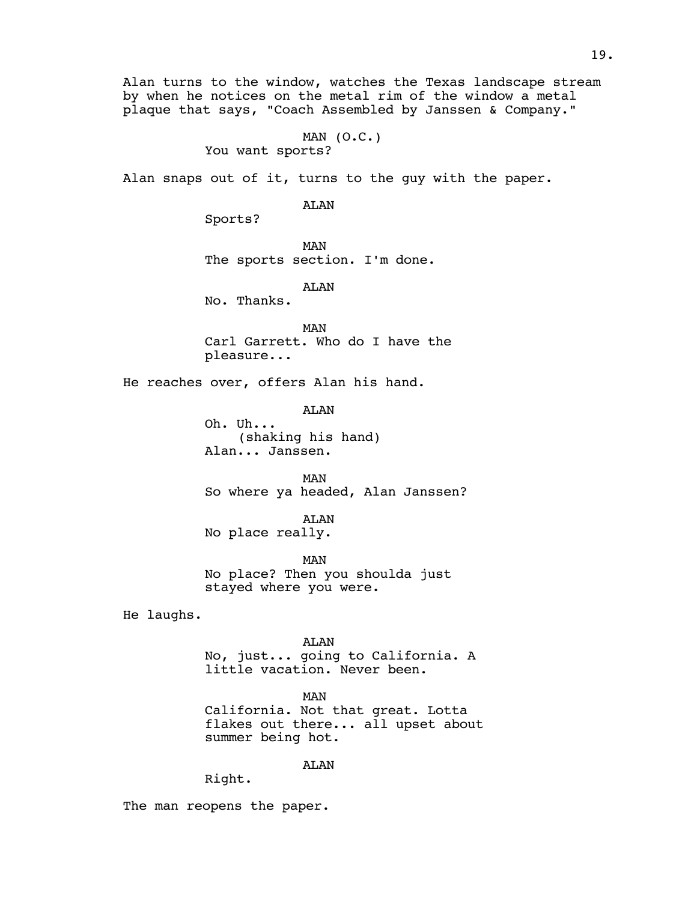Alan turns to the window, watches the Texas landscape stream by when he notices on the metal rim of the window a metal plaque that says, "Coach Assembled by Janssen & Company."

MAN (O.C.)
You want sports?

Alan snaps out of it, turns to the guy with the paper.

ALAN
Sports?

MAN
The sports section. I'm done.

ALAN
No. Thanks.

MAN
Carl Garrett. Who do I have the pleasure...

He reaches over, offers Alan his hand.

ALAN
Oh. Uh...
(shaking his hand)
Alan... Janssen.

MAN
So where ya headed, Alan Janssen?

ALAN
No place really.

MAN
No place? Then you shoulda just stayed where you were.

He laughs.

ALAN
No, just... going to California. A little vacation. Never been.

MAN
California. Not that great. Lotta flakes out there... all upset about summer being hot.

ALAN
Right.

The man reopens the paper.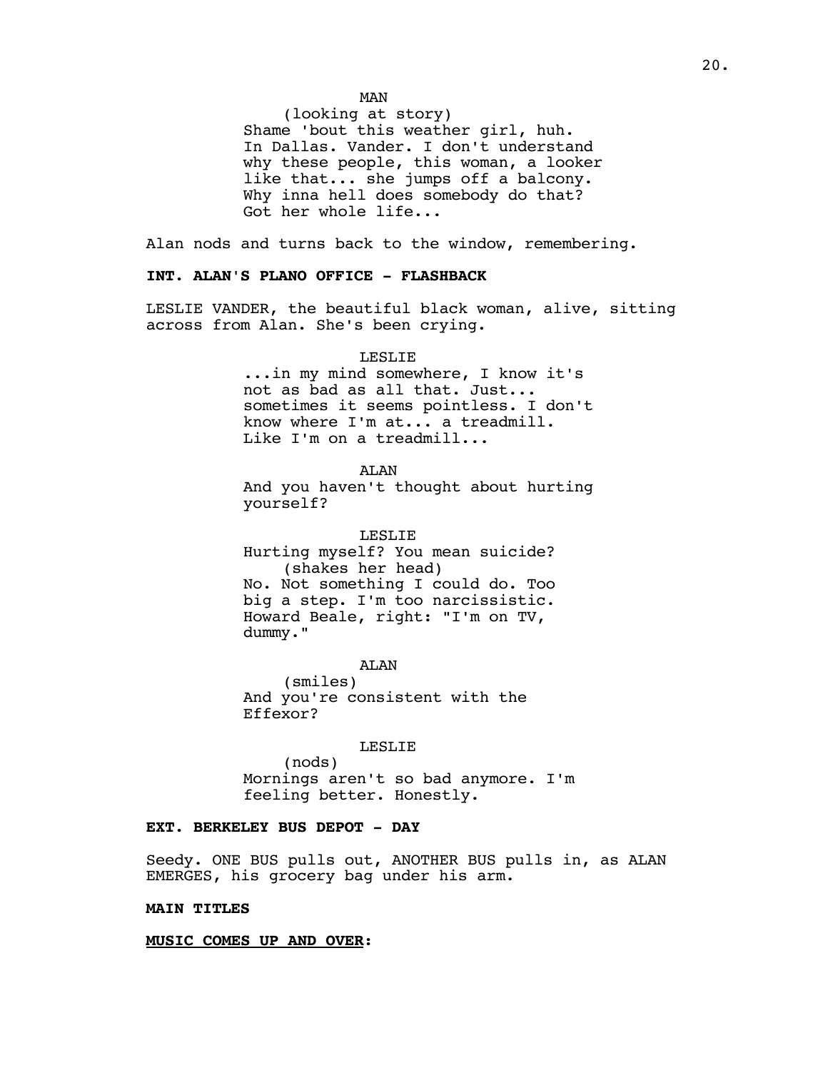MAN
(looking at story)
Shame 'bout this weather girl, huh. In Dallas. Vander. I don't understand why these people, this woman, a looker like that... she jumps off a balcony. Why inna hell does somebody do that? Got her whole life...

Alan nods and turns back to the window, remembering.

**INT. ALAN'S PLANO OFFICE - FLASHBACK**

LESLIE VANDER, the beautiful black woman, alive, sitting across from Alan. She's been crying.

LESLIE
...in my mind somewhere, I know it's not as bad as all that. Just... sometimes it seems pointless. I don't know where I'm at... a treadmill. Like I'm on a treadmill...

ALAN
And you haven't thought about hurting yourself?

LESLIE
Hurting myself? You mean suicide?
(shakes her head)
No. Not something I could do. Too big a step. I'm too narcissistic. Howard Beale, right: "I'm on TV, dummy."

ALAN
(smiles)
And you're consistent with the Effexor?

LESLIE
(nods)
Mornings aren't so bad anymore. I'm feeling better. Honestly.

**EXT. BERKELEY BUS DEPOT - DAY**

Seedy. ONE BUS pulls out, ANOTHER BUS pulls in, as ALAN EMERGES, his grocery bag under his arm.

**MAIN TITLES**

**MUSIC COMES UP AND OVER:**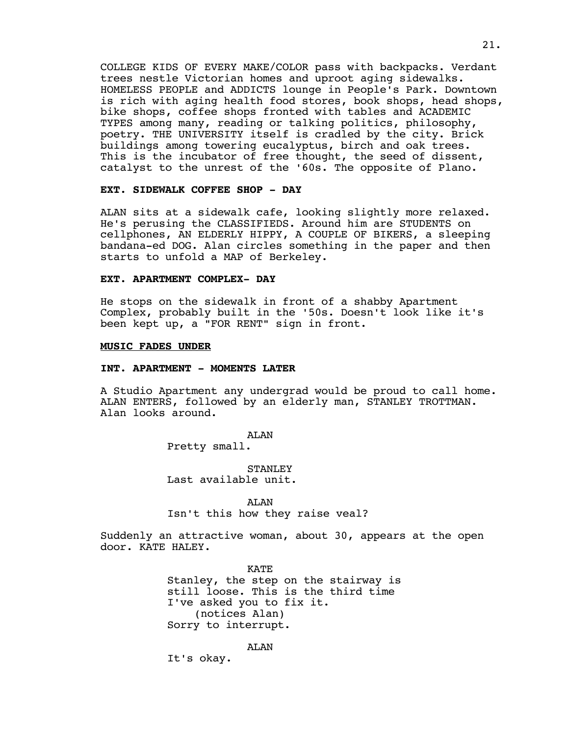COLLEGE KIDS OF EVERY MAKE/COLOR pass with backpacks. Verdant trees nestle Victorian homes and uproot aging sidewalks. HOMELESS PEOPLE and ADDICTS lounge in People's Park. Downtown is rich with aging health food stores, book shops, head shops, bike shops, coffee shops fronted with tables and ACADEMIC TYPES among many, reading or talking politics, philosophy, poetry. THE UNIVERSITY itself is cradled by the city. Brick buildings among towering eucalyptus, birch and oak trees. This is the incubator of free thought, the seed of dissent, catalyst to the unrest of the '60s. The opposite of Plano.

**EXT. SIDEWALK COFFEE SHOP - DAY**

ALAN sits at a sidewalk cafe, looking slightly more relaxed. He's perusing the CLASSIFIEDS. Around him are STUDENTS on cellphones, AN ELDERLY HIPPY, A COUPLE OF BIKERS, a sleeping bandana-ed DOG. Alan circles something in the paper and then starts to unfold a MAP of Berkeley.

**EXT. APARTMENT COMPLEX- DAY**

He stops on the sidewalk in front of a shabby Apartment Complex, probably built in the '50s. Doesn't look like it's been kept up, a "FOR RENT" sign in front.

**MUSIC FADES UNDER**

**INT. APARTMENT - MOMENTS LATER**

A Studio Apartment any undergrad would be proud to call home. ALAN ENTERS, followed by an elderly man, STANLEY TROTTMAN. Alan looks around.

ALAN
Pretty small.

STANLEY
Last available unit.

ALAN
Isn't this how they raise veal?

Suddenly an attractive woman, about 30, appears at the open door. KATE HALEY.

KATE
Stanley, the step on the stairway is still loose. This is the third time I've asked you to fix it.
(notices Alan)
Sorry to interrupt.

ALAN
It's okay.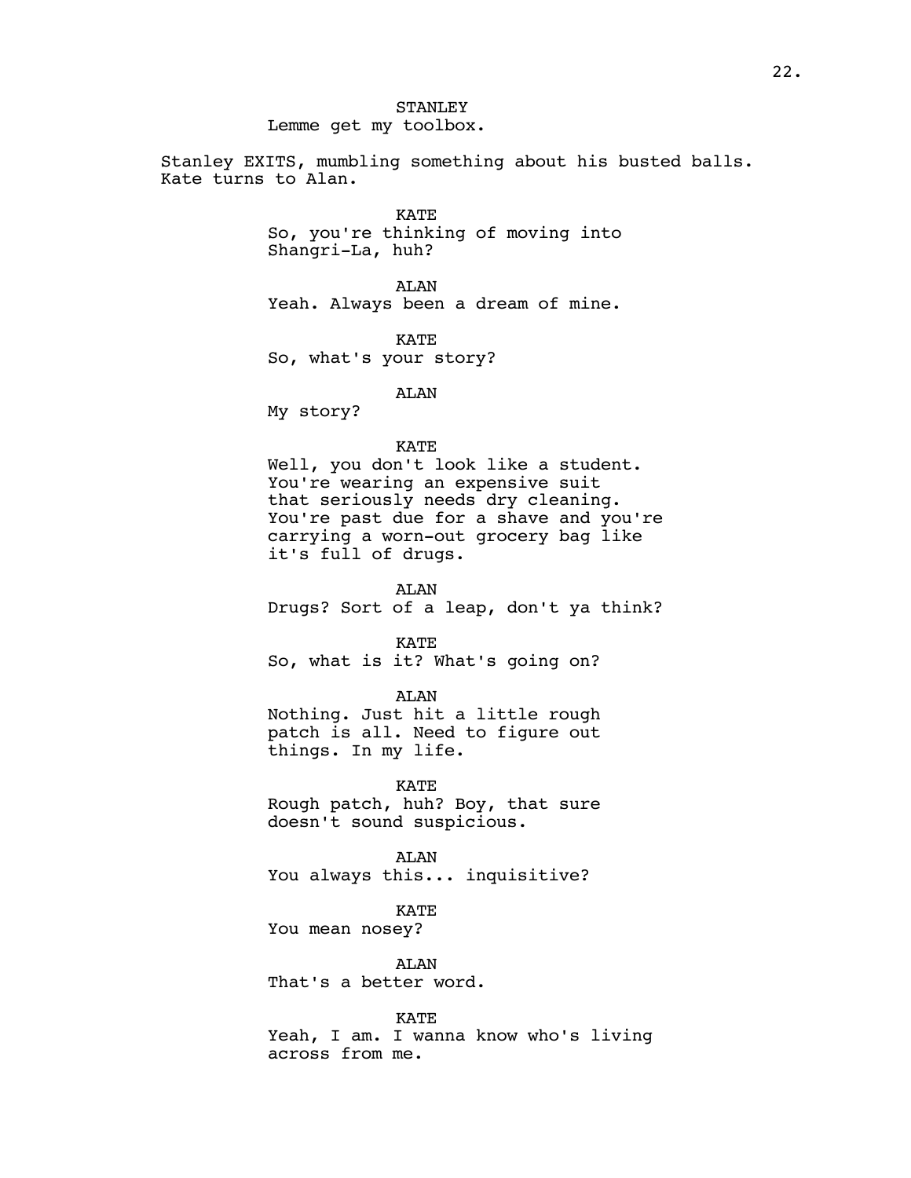STANLEY

Lemme get my toolbox.

Stanley EXITS, mumbling something about his busted balls. Kate turns to Alan.

KATE

So, you're thinking of moving into Shangri-La, huh?

ALAN

Yeah. Always been a dream of mine.

KATE

So, what's your story?

ALAN

My story?

KATE

Well, you don't look like a student. You're wearing an expensive suit that seriously needs dry cleaning. You're past due for a shave and you're carrying a worn-out grocery bag like it's full of drugs.

ALAN

Drugs? Sort of a leap, don't ya think?

KATE

So, what is it? What's going on?

ALAN

Nothing. Just hit a little rough patch is all. Need to figure out things. In my life.

KATE

Rough patch, huh? Boy, that sure doesn't sound suspicious.

ALAN

You always this... inquisitive?

KATE

You mean nosey?

ALAN

That's a better word.

KATE

Yeah, I am. I wanna know who's living across from me.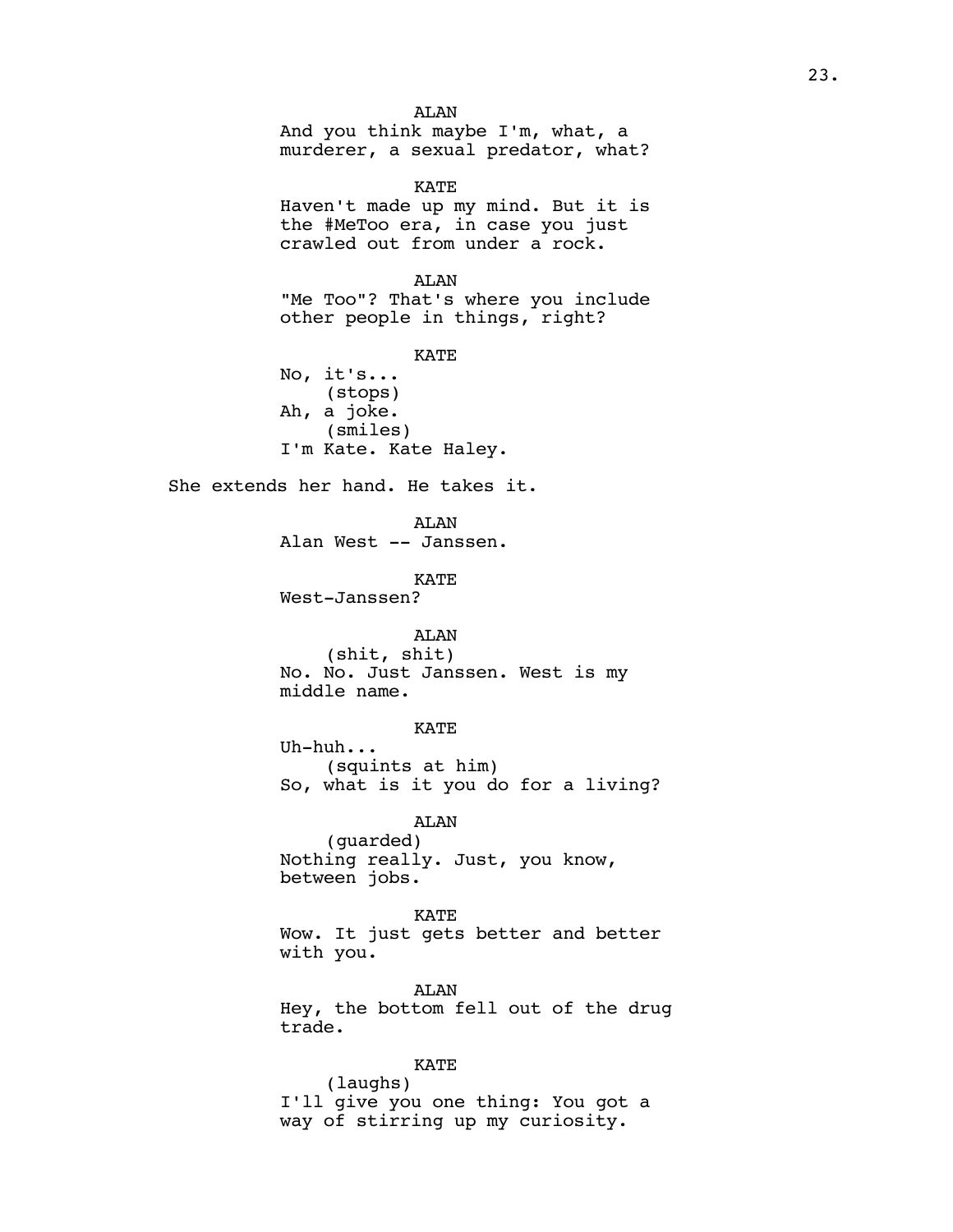ALAN
And you think maybe I'm, what, a murderer, a sexual predator, what?

KATE
Haven't made up my mind. But it is the #MeToo era, in case you just crawled out from under a rock.

ALAN
"Me Too"? That's where you include other people in things, right?

KATE
No, it's...
(stops)
Ah, a joke.
(smiles)
I'm Kate. Kate Haley.

She extends her hand. He takes it.

ALAN
Alan West -- Janssen.

KATE
West-Janssen?

ALAN
(shit, shit)
No. No. Just Janssen. West is my middle name.

KATE
Uh-huh...
(squints at him)
So, what is it you do for a living?

ALAN
(guarded)
Nothing really. Just, you know, between jobs.

KATE
Wow. It just gets better and better with you.

ALAN
Hey, the bottom fell out of the drug trade.

KATE
(laughs)
I'll give you one thing: You got a way of stirring up my curiosity.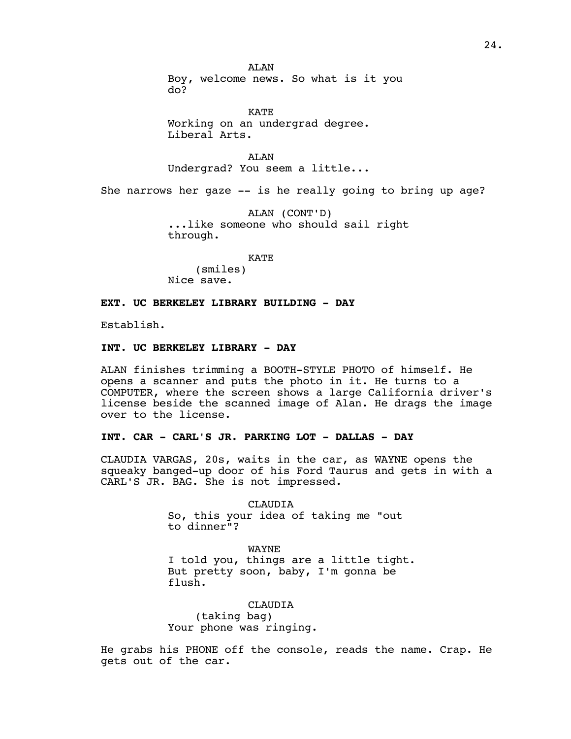ALAN

Boy, welcome news. So what is it you do?

KATE

Working on an undergrad degree. Liberal Arts.

ALAN

Undergrad? You seem a little...

She narrows her gaze -- is he really going to bring up age?

ALAN (CONT'D)

...like someone who should sail right through.

KATE

(smiles)

Nice save.

**EXT. UC BERKELEY LIBRARY BUILDING - DAY**

Establish.

**INT. UC BERKELEY LIBRARY - DAY**

ALAN finishes trimming a BOOTH-STYLE PHOTO of himself. He opens a scanner and puts the photo in it. He turns to a COMPUTER, where the screen shows a large California driver's license beside the scanned image of Alan. He drags the image over to the license.

**INT. CAR - CARL'S JR. PARKING LOT - DALLAS - DAY**

CLAUDIA VARGAS, 20s, waits in the car, as WAYNE opens the squeaky banged-up door of his Ford Taurus and gets in with a CARL'S JR. BAG. She is not impressed.

CLAUDIA

So, this your idea of taking me "out to dinner"?

WAYNE

I told you, things are a little tight. But pretty soon, baby, I'm gonna be flush.

CLAUDIA

(taking bag)

Your phone was ringing.

He grabs his PHONE off the console, reads the name. Crap. He gets out of the car.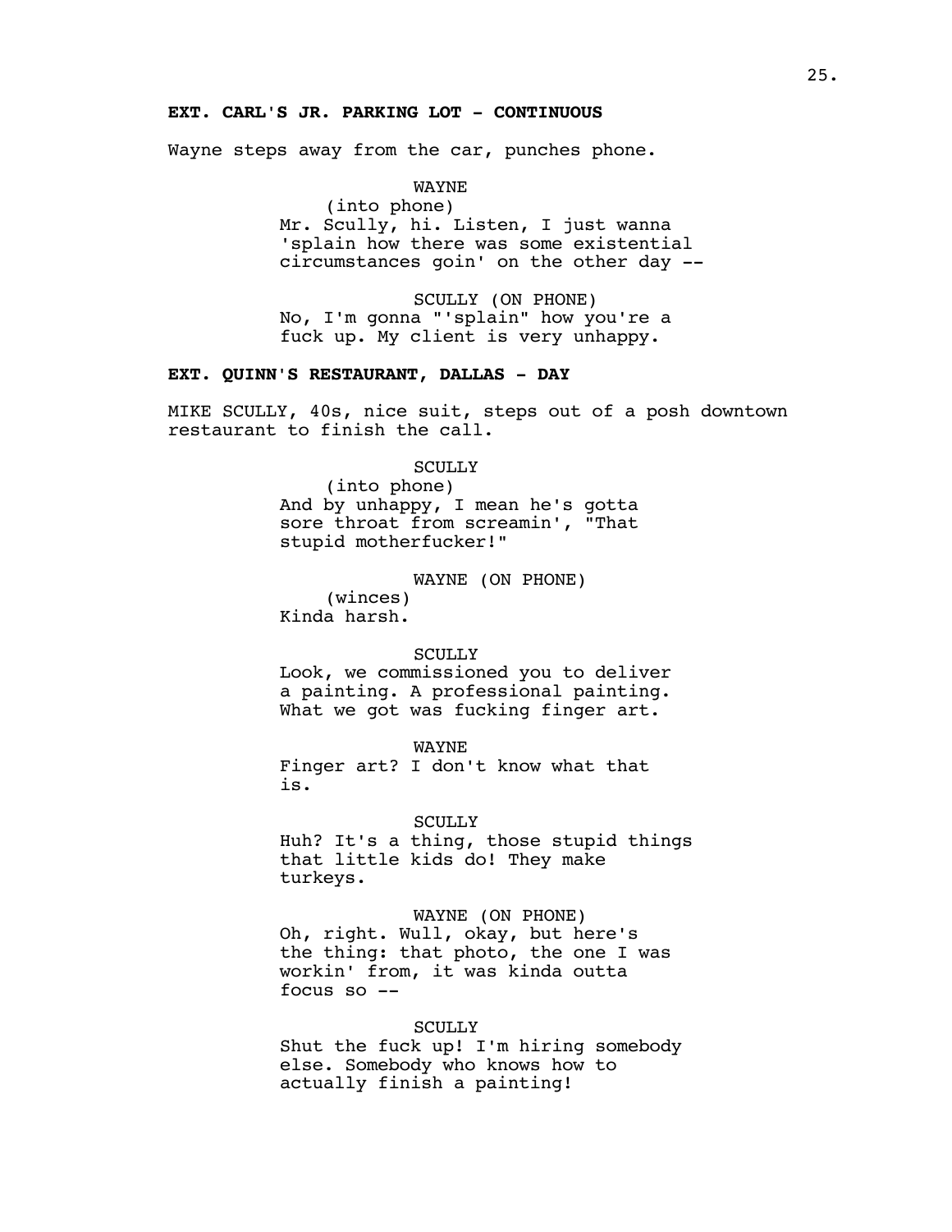**EXT. CARL'S JR. PARKING LOT - CONTINUOUS**

Wayne steps away from the car, punches phone.

WAYNE
(into phone)
Mr. Scully, hi. Listen, I just wanna 'splain how there was some existential circumstances goin' on the other day --

SCULLY (ON PHONE)
No, I'm gonna "'splain" how you're a fuck up. My client is very unhappy.

**EXT. QUINN'S RESTAURANT, DALLAS - DAY**

MIKE SCULLY, 40s, nice suit, steps out of a posh downtown restaurant to finish the call.

SCULLY
(into phone)
And by unhappy, I mean he's gotta sore throat from screamin', "That stupid motherfucker!"

WAYNE (ON PHONE)
(winces)
Kinda harsh.

SCULLY
Look, we commissioned you to deliver a painting. A professional painting. What we got was fucking finger art.

WAYNE
Finger art? I don't know what that is.

SCULLY
Huh? It's a thing, those stupid things that little kids do! They make turkeys.

WAYNE (ON PHONE)
Oh, right. Wull, okay, but here's the thing: that photo, the one I was workin' from, it was kinda outta focus so --

SCULLY
Shut the fuck up! I'm hiring somebody else. Somebody who knows how to actually finish a painting!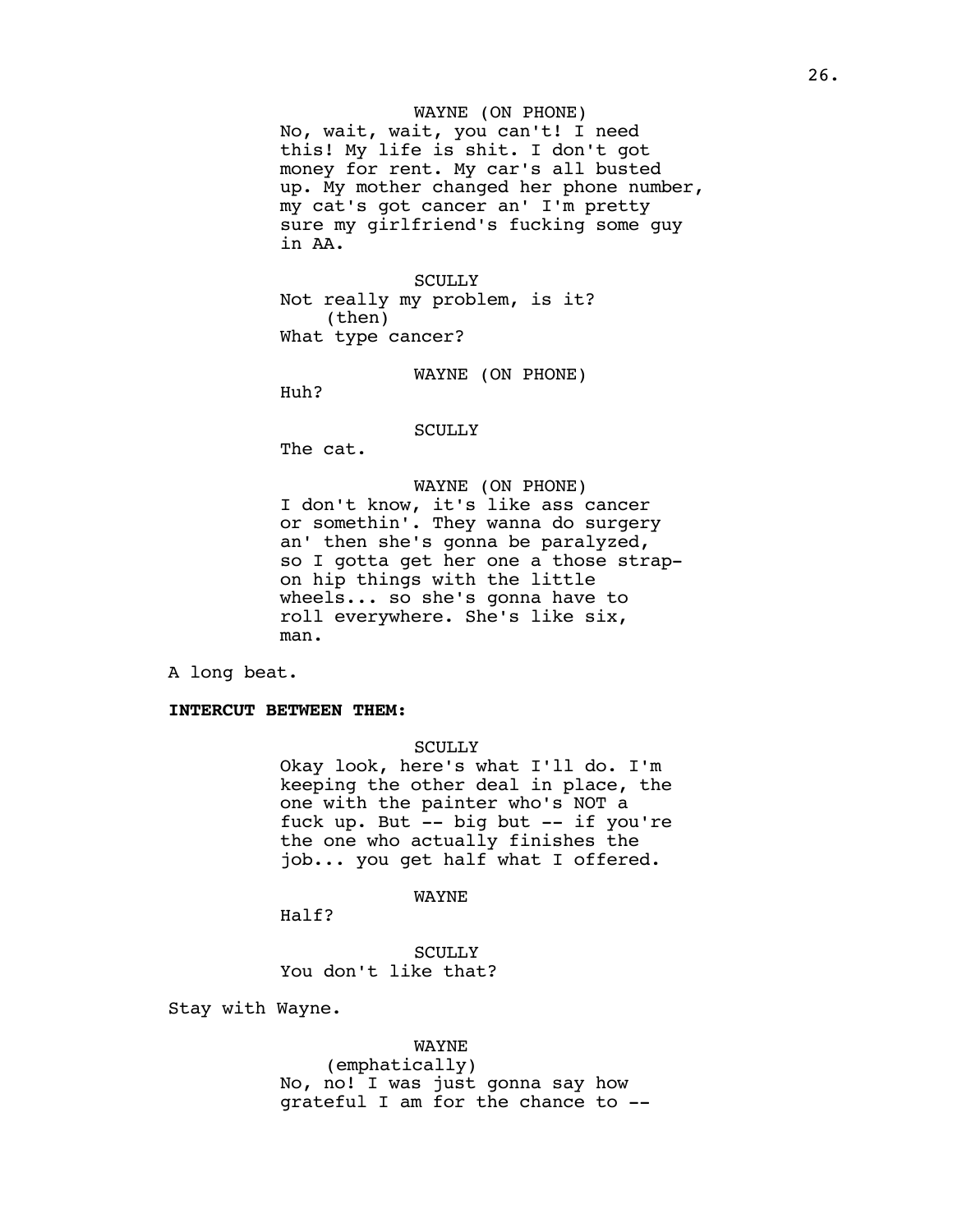WAYNE (ON PHONE)
No, wait, wait, you can't! I need this! My life is shit. I don't got money for rent. My car's all busted up. My mother changed her phone number, my cat's got cancer an' I'm pretty sure my girlfriend's fucking some guy in AA.

SCULLY
Not really my problem, is it?
(then)
What type cancer?

WAYNE (ON PHONE)
Huh?

SCULLY
The cat.

WAYNE (ON PHONE)
I don't know, it's like ass cancer or somethin'. They wanna do surgery an' then she's gonna be paralyzed, so I gotta get her one a those strap-on hip things with the little wheels... so she's gonna have to roll everywhere. She's like six, man.

A long beat.

**INTERCUT BETWEEN THEM:**

SCULLY
Okay look, here's what I'll do. I'm keeping the other deal in place, the one with the painter who's NOT a fuck up. But -- big but -- if you're the one who actually finishes the job... you get half what I offered.

WAYNE
Half?

SCULLY
You don't like that?

Stay with Wayne.

WAYNE
(emphatically)
No, no! I was just gonna say how grateful I am for the chance to --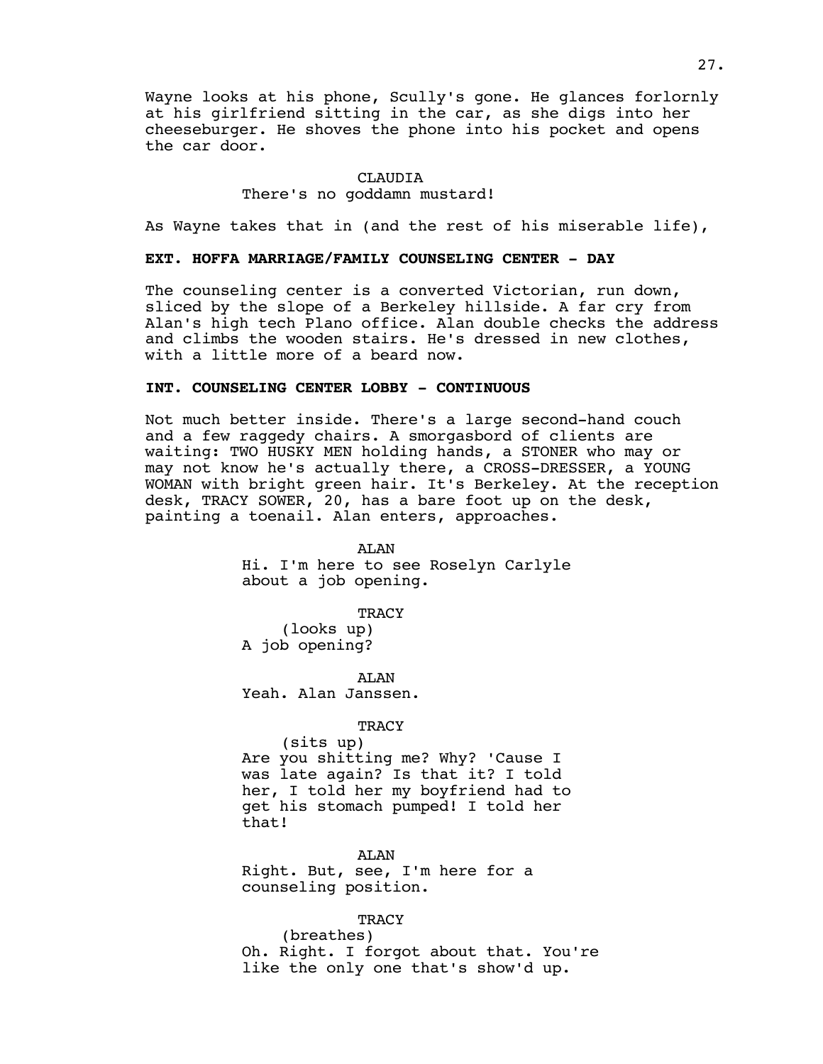Wayne looks at his phone, Scully's gone. He glances forlornly at his girlfriend sitting in the car, as she digs into her cheeseburger. He shoves the phone into his pocket and opens the car door.

CLAUDIA
There's no goddamn mustard!

As Wayne takes that in (and the rest of his miserable life),

**EXT. HOFFA MARRIAGE/FAMILY COUNSELING CENTER - DAY**

The counseling center is a converted Victorian, run down, sliced by the slope of a Berkeley hillside. A far cry from Alan's high tech Plano office. Alan double checks the address and climbs the wooden stairs. He's dressed in new clothes, with a little more of a beard now.

**INT. COUNSELING CENTER LOBBY - CONTINUOUS**

Not much better inside. There's a large second-hand couch and a few raggedy chairs. A smorgasbord of clients are waiting: TWO HUSKY MEN holding hands, a STONER who may or may not know he's actually there, a CROSS-DRESSER, a YOUNG WOMAN with bright green hair. It's Berkeley. At the reception desk, TRACY SOWER, 20, has a bare foot up on the desk, painting a toenail. Alan enters, approaches.

ALAN
Hi. I'm here to see Roselyn Carlyle about a job opening.

TRACY
(looks up)
A job opening?

ALAN
Yeah. Alan Janssen.

TRACY
(sits up)
Are you shitting me? Why? 'Cause I was late again? Is that it? I told her, I told her my boyfriend had to get his stomach pumped! I told her that!

ALAN
Right. But, see, I'm here for a counseling position.

TRACY
(breathes)
Oh. Right. I forgot about that. You're like the only one that's show'd up.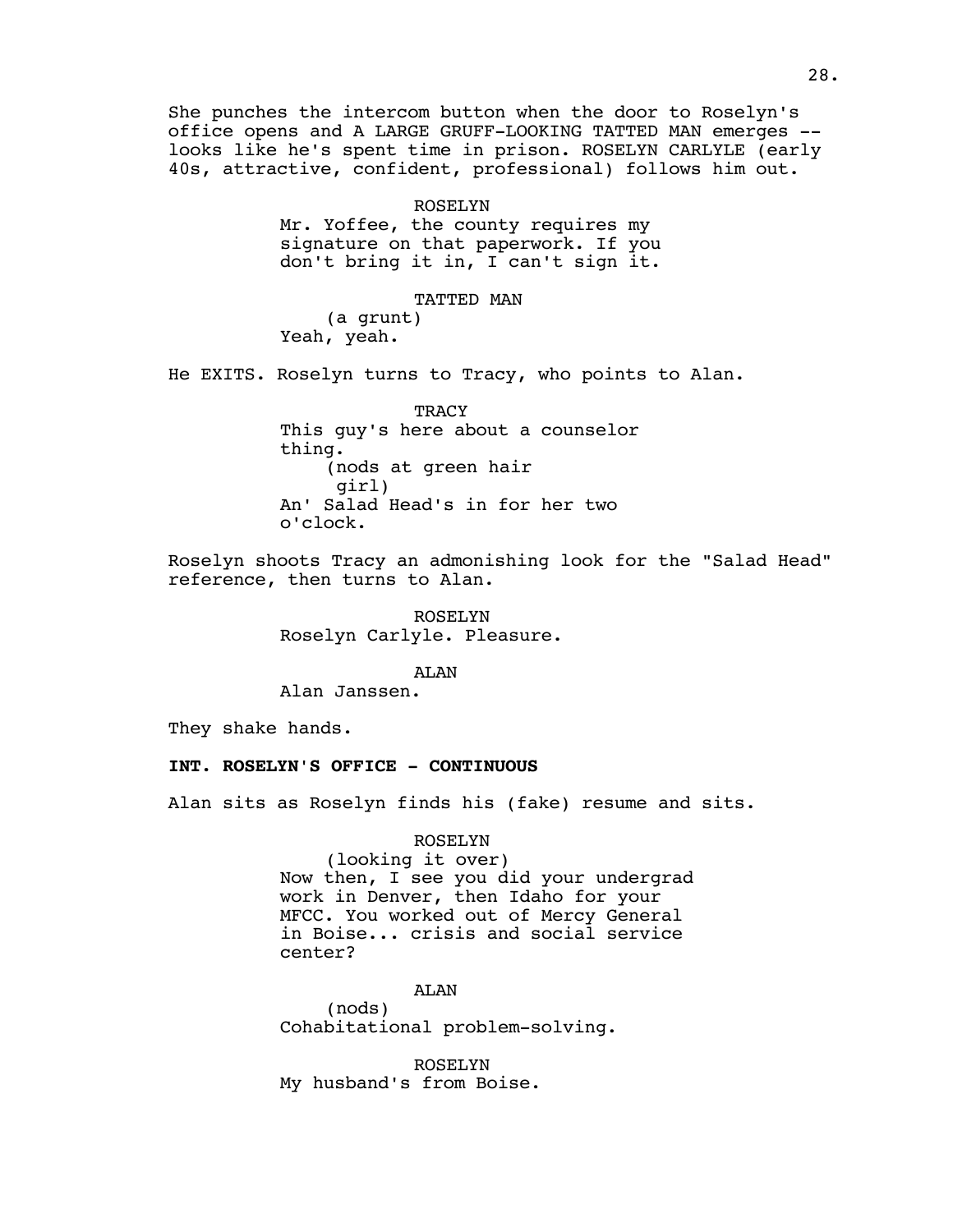She punches the intercom button when the door to Roselyn's office opens and A LARGE GRUFF-LOOKING TATTED MAN emerges -- looks like he's spent time in prison. ROSELYN CARLYLE (early 40s, attractive, confident, professional) follows him out.

ROSELYN
Mr. Yoffee, the county requires my signature on that paperwork. If you don't bring it in, I can't sign it.

TATTED MAN
(a grunt)
Yeah, yeah.

He EXITS. Roselyn turns to Tracy, who points to Alan.

TRACY
This guy's here about a counselor thing.
(nods at green hair girl)
An' Salad Head's in for her two o'clock.

Roselyn shoots Tracy an admonishing look for the "Salad Head" reference, then turns to Alan.

ROSELYN
Roselyn Carlyle. Pleasure.

ALAN
Alan Janssen.

They shake hands.

**INT. ROSELYN'S OFFICE - CONTINUOUS**

Alan sits as Roselyn finds his (fake) resume and sits.

ROSELYN
(looking it over)
Now then, I see you did your undergrad work in Denver, then Idaho for your MFCC. You worked out of Mercy General in Boise... crisis and social service center?

ALAN
(nods)
Cohabitational problem-solving.

ROSELYN
My husband's from Boise.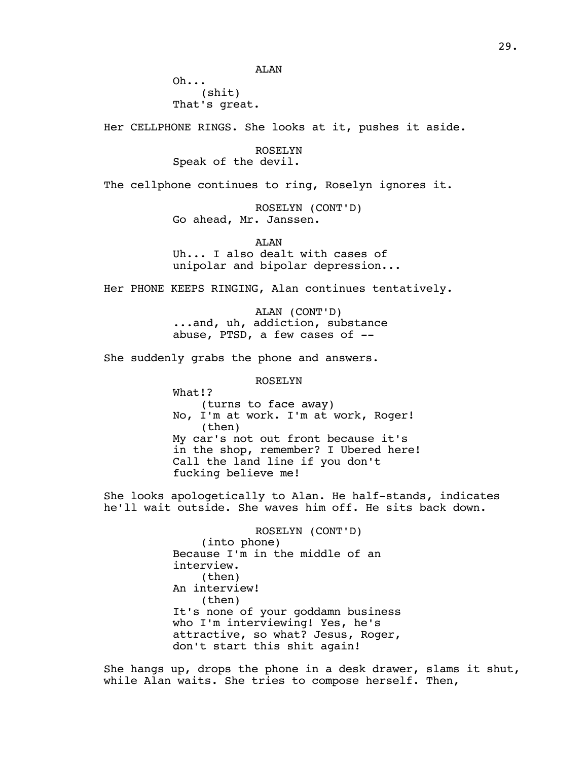ALAN

Oh...

(shit)

That's great.

Her CELLPHONE RINGS. She looks at it, pushes it aside.

ROSELYN

Speak of the devil.

The cellphone continues to ring, Roselyn ignores it.

ROSELYN (CONT'D)

Go ahead, Mr. Janssen.

ALAN

Uh... I also dealt with cases of unipolar and bipolar depression...

Her PHONE KEEPS RINGING, Alan continues tentatively.

ALAN (CONT'D)

...and, uh, addiction, substance abuse, PTSD, a few cases of --

She suddenly grabs the phone and answers.

ROSELYN

What!?

(turns to face away)

No, I'm at work. I'm at work, Roger!

(then)

My car's not out front because it's in the shop, remember? I Ubered here! Call the land line if you don't fucking believe me!

She looks apologetically to Alan. He half-stands, indicates he'll wait outside. She waves him off. He sits back down.

ROSELYN (CONT'D)

(into phone)

Because I'm in the middle of an interview.

(then)

An interview!

(then)

It's none of your goddamn business who I'm interviewing! Yes, he's attractive, so what? Jesus, Roger, don't start this shit again!

She hangs up, drops the phone in a desk drawer, slams it shut, while Alan waits. She tries to compose herself. Then,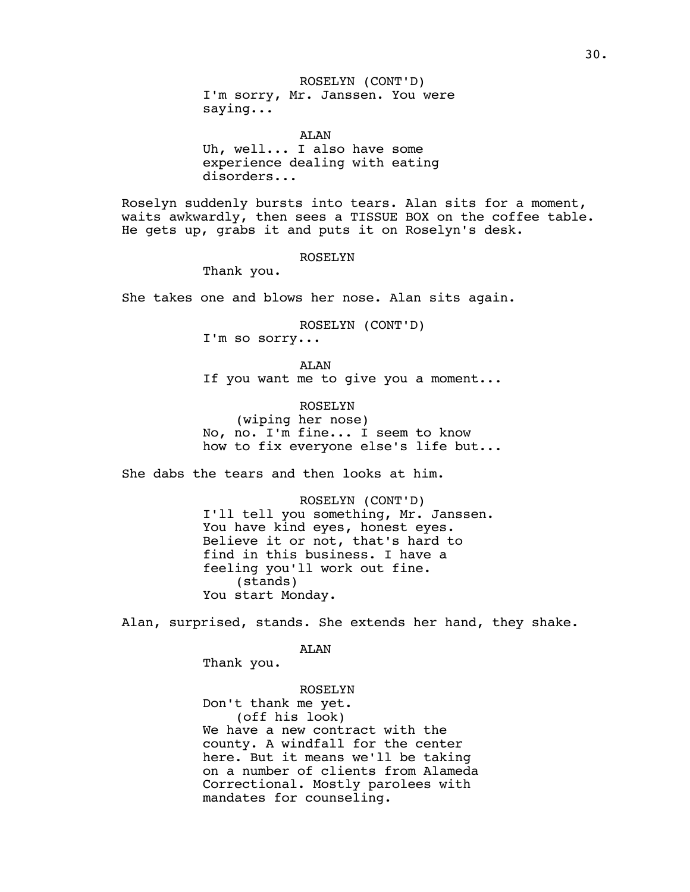ROSELYN (CONT'D)
I'm sorry, Mr. Janssen. You were saying...

ALAN
Uh, well... I also have some experience dealing with eating disorders...

Roselyn suddenly bursts into tears. Alan sits for a moment, waits awkwardly, then sees a TISSUE BOX on the coffee table. He gets up, grabs it and puts it on Roselyn's desk.

ROSELYN
Thank you.

She takes one and blows her nose. Alan sits again.

ROSELYN (CONT'D)
I'm so sorry...

ALAN
If you want me to give you a moment...

ROSELYN
(wiping her nose)
No, no. I'm fine... I seem to know how to fix everyone else's life but...

She dabs the tears and then looks at him.

ROSELYN (CONT'D)
I'll tell you something, Mr. Janssen. You have kind eyes, honest eyes. Believe it or not, that's hard to find in this business. I have a feeling you'll work out fine.
(stands)
You start Monday.

Alan, surprised, stands. She extends her hand, they shake.

ALAN
Thank you.

ROSELYN
Don't thank me yet.
(off his look)
We have a new contract with the county. A windfall for the center here. But it means we'll be taking on a number of clients from Alameda Correctional. Mostly parolees with mandates for counseling.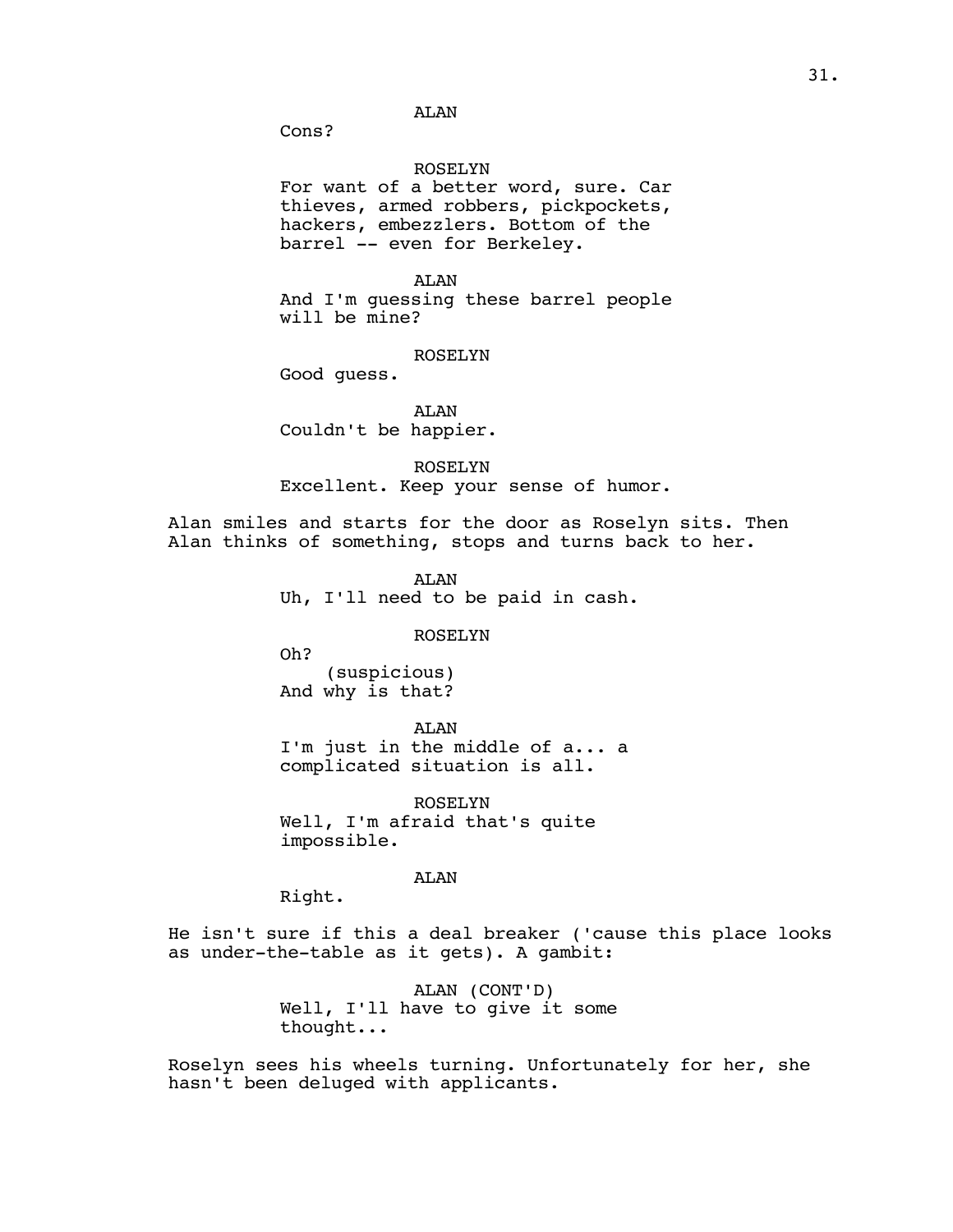ALAN

Cons?

ROSELYN

For want of a better word, sure. Car thieves, armed robbers, pickpockets, hackers, embezzlers. Bottom of the barrel -- even for Berkeley.

ALAN

And I'm guessing these barrel people will be mine?

ROSELYN

Good guess.

ALAN

Couldn't be happier.

ROSELYN

Excellent. Keep your sense of humor.

Alan smiles and starts for the door as Roselyn sits. Then Alan thinks of something, stops and turns back to her.

ALAN

Uh, I'll need to be paid in cash.

ROSELYN

Oh?

(suspicious)

And why is that?

ALAN

I'm just in the middle of a... a complicated situation is all.

ROSELYN

Well, I'm afraid that's quite impossible.

ALAN

Right.

He isn't sure if this a deal breaker ('cause this place looks as under-the-table as it gets). A gambit:

ALAN (CONT'D)

Well, I'll have to give it some thought...

Roselyn sees his wheels turning. Unfortunately for her, she hasn't been deluged with applicants.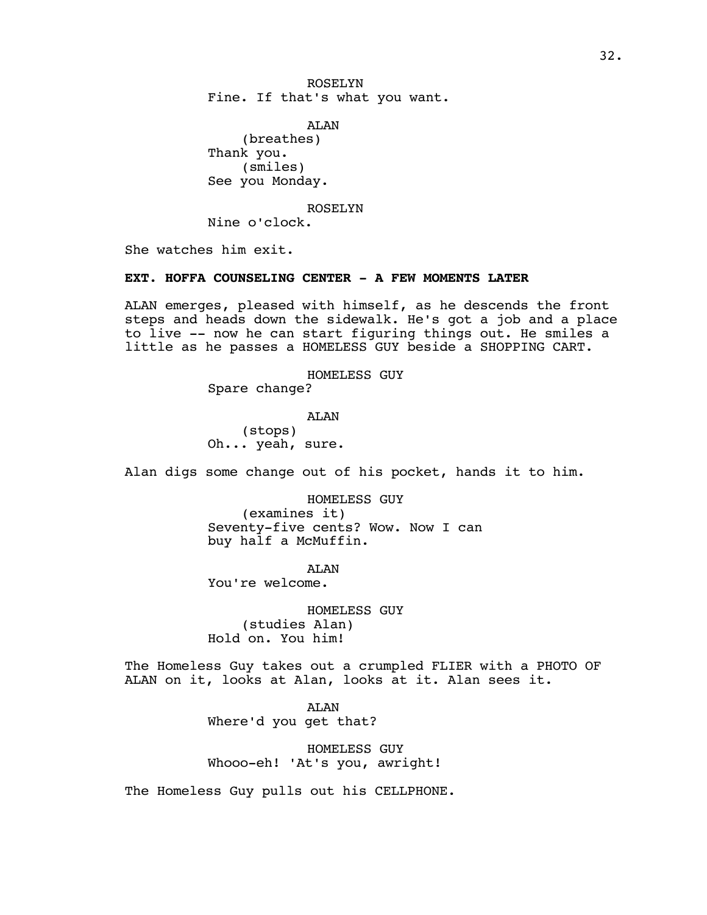ROSELYN
Fine. If that's what you want.

ALAN
(breathes)
Thank you.
(smiles)
See you Monday.

ROSELYN
Nine o'clock.

She watches him exit.

**EXT. HOFFA COUNSELING CENTER - A FEW MOMENTS LATER**

ALAN emerges, pleased with himself, as he descends the front steps and heads down the sidewalk. He's got a job and a place to live -- now he can start figuring things out. He smiles a little as he passes a HOMELESS GUY beside a SHOPPING CART.

HOMELESS GUY
Spare change?

ALAN
(stops)
Oh... yeah, sure.

Alan digs some change out of his pocket, hands it to him.

HOMELESS GUY
(examines it)
Seventy-five cents? Wow. Now I can buy half a McMuffin.

ALAN
You're welcome.

HOMELESS GUY
(studies Alan)
Hold on. You him!

The Homeless Guy takes out a crumpled FLIER with a PHOTO OF ALAN on it, looks at Alan, looks at it. Alan sees it.

ALAN
Where'd you get that?

HOMELESS GUY
Whooo-eh! 'At's you, awright!

The Homeless Guy pulls out his CELLPHONE.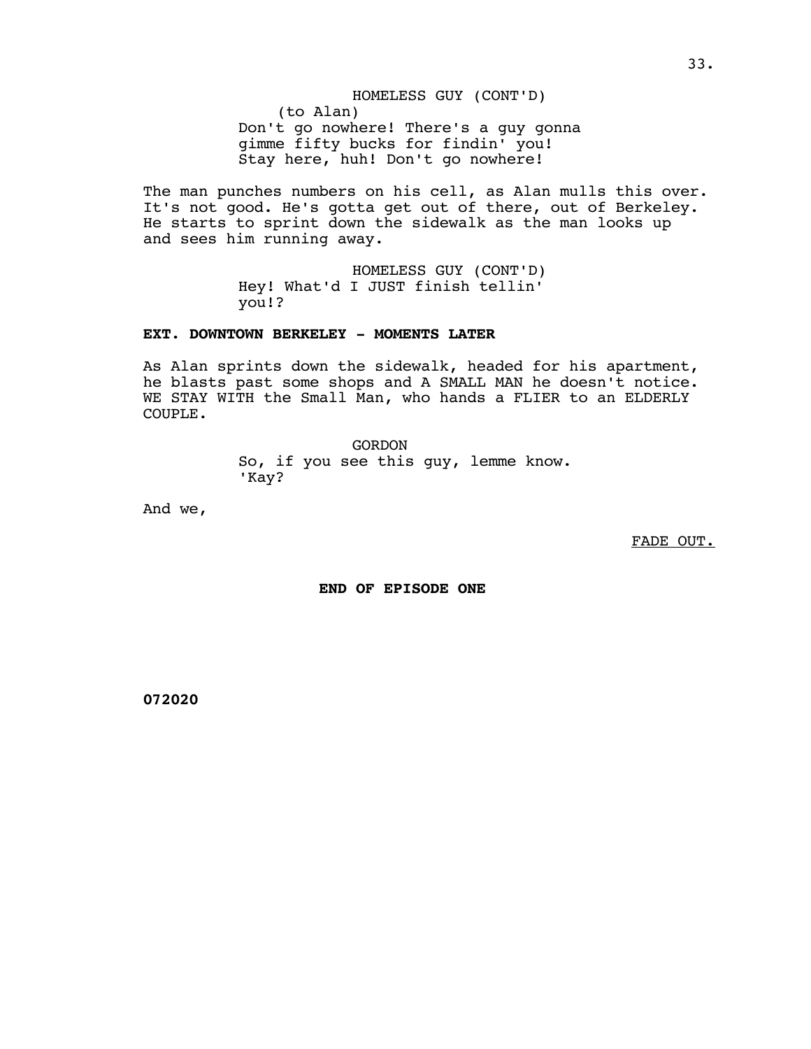HOMELESS GUY (CONT'D)
(to Alan)
Don't go nowhere! There's a guy gonna gimme fifty bucks for findin' you! Stay here, huh! Don't go nowhere!

The man punches numbers on his cell, as Alan mulls this over. It's not good. He's gotta get out of there, out of Berkeley. He starts to sprint down the sidewalk as the man looks up and sees him running away.

HOMELESS GUY (CONT'D)
Hey! What'd I JUST finish tellin' you!?

**EXT. DOWNTOWN BERKELEY - MOMENTS LATER**

As Alan sprints down the sidewalk, headed for his apartment, he blasts past some shops and A SMALL MAN he doesn't notice. WE STAY WITH the Small Man, who hands a FLIER to an ELDERLY COUPLE.

GORDON
So, if you see this guy, lemme know. 'Kay?

And we,

FADE OUT.

**END OF EPISODE ONE**

**072020**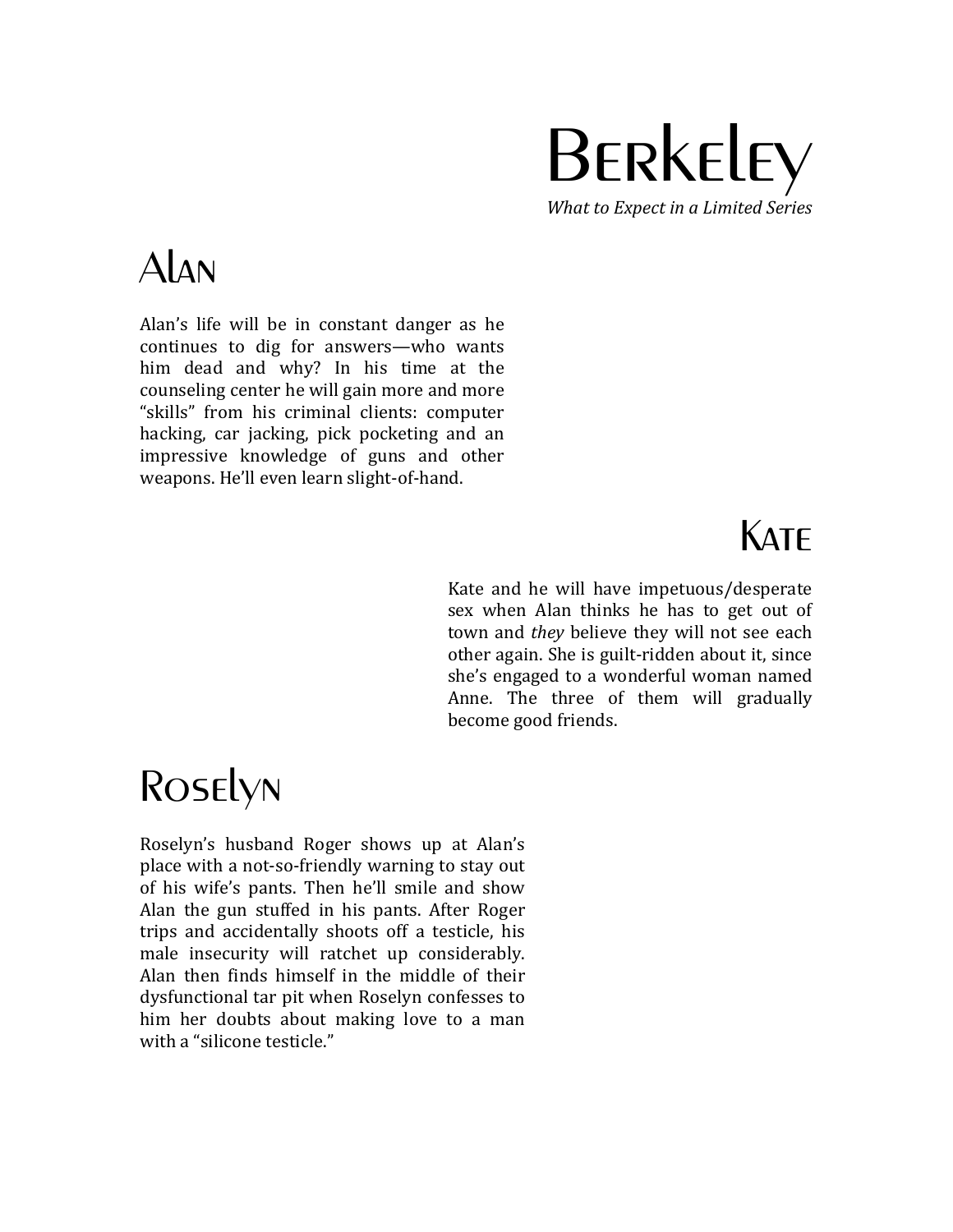# Berkeley

*What to Expect in a Limited Series*

## Alan

Alan's life will be in constant danger as he continues to dig for answers—who wants him dead and why? In his time at the counseling center he will gain more and more "skills" from his criminal clients: computer hacking, car jacking, pick pocketing and an impressive knowledge of guns and other weapons. He'll even learn slight-of-hand.

## Kate

Kate and he will have impetuous/desperate sex when Alan thinks he has to get out of town and *they* believe they will not see each other again. She is guilt-ridden about it, since she's engaged to a wonderful woman named Anne. The three of them will gradually become good friends.

## Roselyn

Roselyn's husband Roger shows up at Alan's place with a not-so-friendly warning to stay out of his wife's pants. Then he'll smile and show Alan the gun stuffed in his pants. After Roger trips and accidentally shoots off a testicle, his male insecurity will ratchet up considerably. Alan then finds himself in the middle of their dysfunctional tar pit when Roselyn confesses to him her doubts about making love to a man with a "silicone testicle."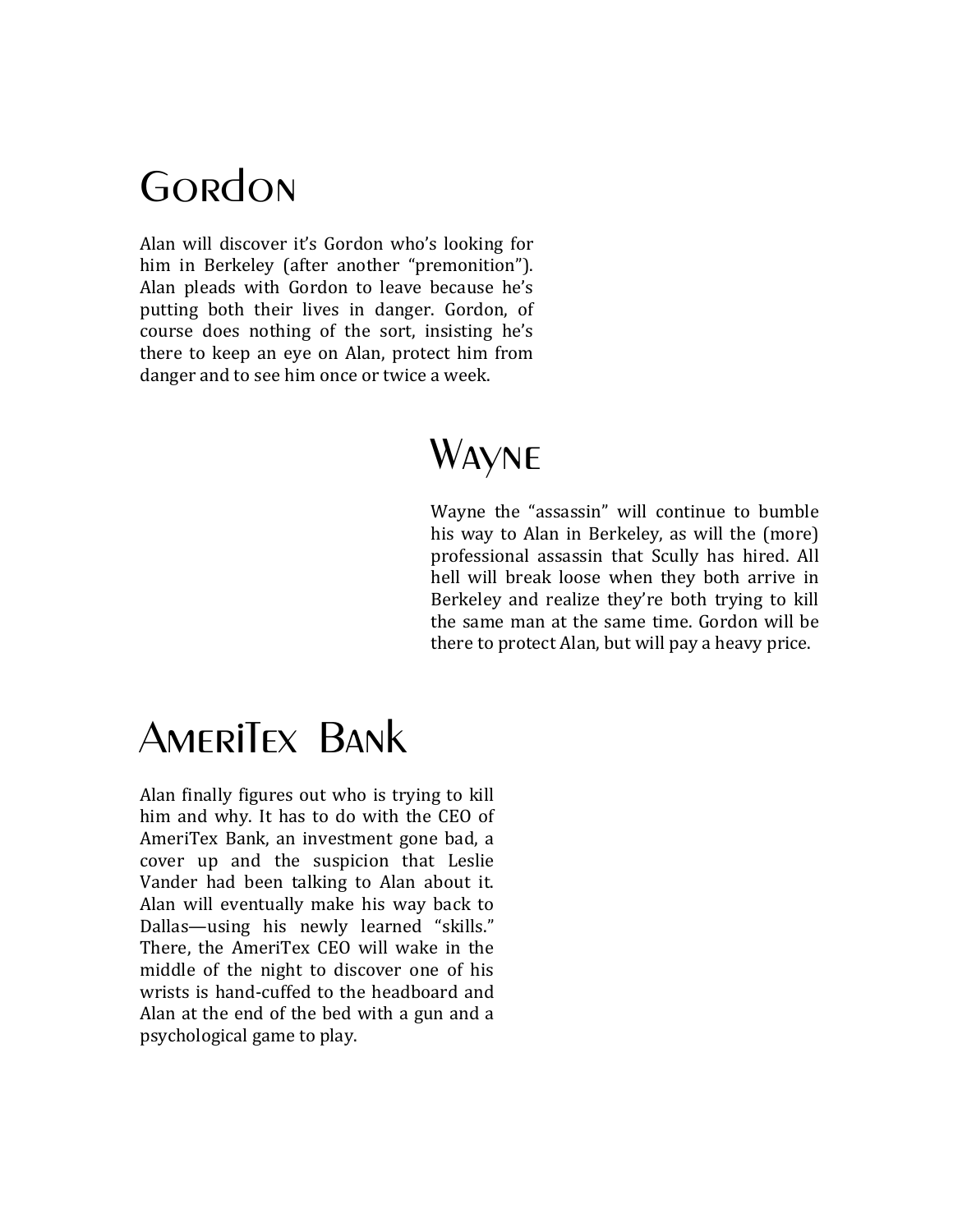# Gordon

Alan will discover it's Gordon who's looking for him in Berkeley (after another "premonition"). Alan pleads with Gordon to leave because he's putting both their lives in danger. Gordon, of course does nothing of the sort, insisting he's there to keep an eye on Alan, protect him from danger and to see him once or twice a week.

# Wayne

Wayne the "assassin" will continue to bumble his way to Alan in Berkeley, as will the (more) professional assassin that Scully has hired. All hell will break loose when they both arrive in Berkeley and realize they're both trying to kill the same man at the same time. Gordon will be there to protect Alan, but will pay a heavy price.

# AmeriTex Bank

Alan finally figures out who is trying to kill him and why. It has to do with the CEO of AmeriTex Bank, an investment gone bad, a cover up and the suspicion that Leslie Vander had been talking to Alan about it. Alan will eventually make his way back to Dallas—using his newly learned "skills." There, the AmeriTex CEO will wake in the middle of the night to discover one of his wrists is hand-cuffed to the headboard and Alan at the end of the bed with a gun and a psychological game to play.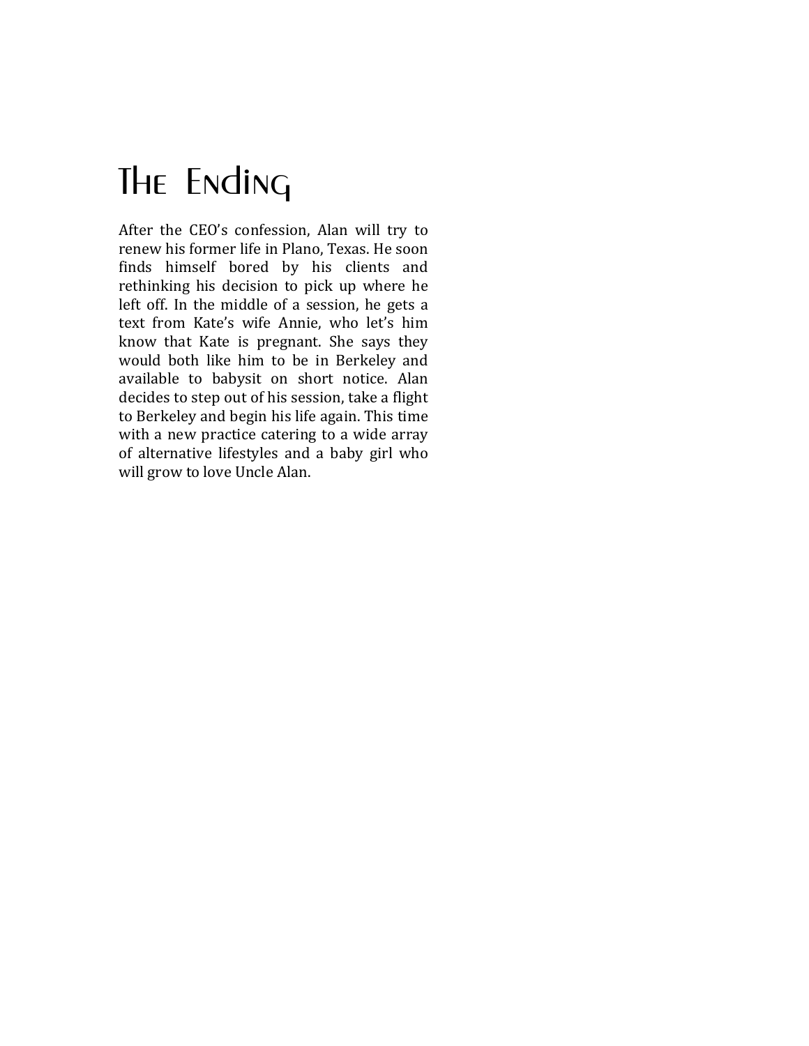# The Ending

After the CEO's confession, Alan will try to renew his former life in Plano, Texas. He soon finds himself bored by his clients and rethinking his decision to pick up where he left off. In the middle of a session, he gets a text from Kate's wife Annie, who let's him know that Kate is pregnant. She says they would both like him to be in Berkeley and available to babysit on short notice. Alan decides to step out of his session, take a flight to Berkeley and begin his life again. This time with a new practice catering to a wide array of alternative lifestyles and a baby girl who will grow to love Uncle Alan.